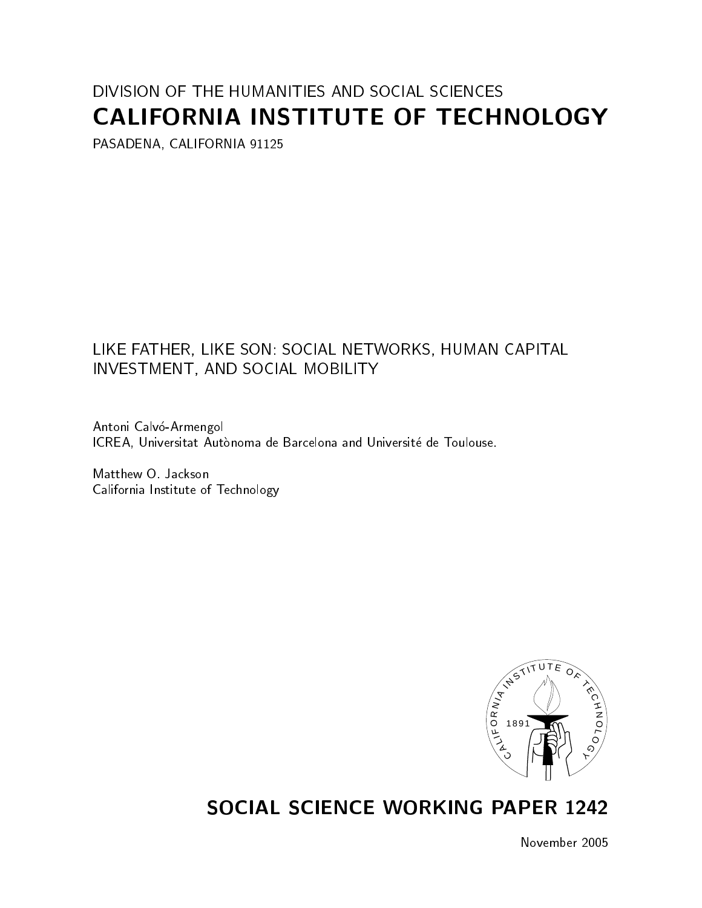DIVISION OF THE HUMANITIES AND SOCIAL SCIENCES

# CALIFORNIA INSTITUTE OF TECHNOLOGY

PASADENA, CALIFORNIA 91125

## LIKE FATHER, LIKE SON: SOCIAL NETWORKS, HUMAN CAPITAL INVESTMENT, AND SOCIAL MOBILITY

Antoni Calvó-Armengol
ICREA, Universitat Autònoma de Barcelona and Université de Toulouse.

Matthew O. Jackson
California Institute of Technology

## SOCIAL SCIENCE WORKING PAPER 1242

November 2005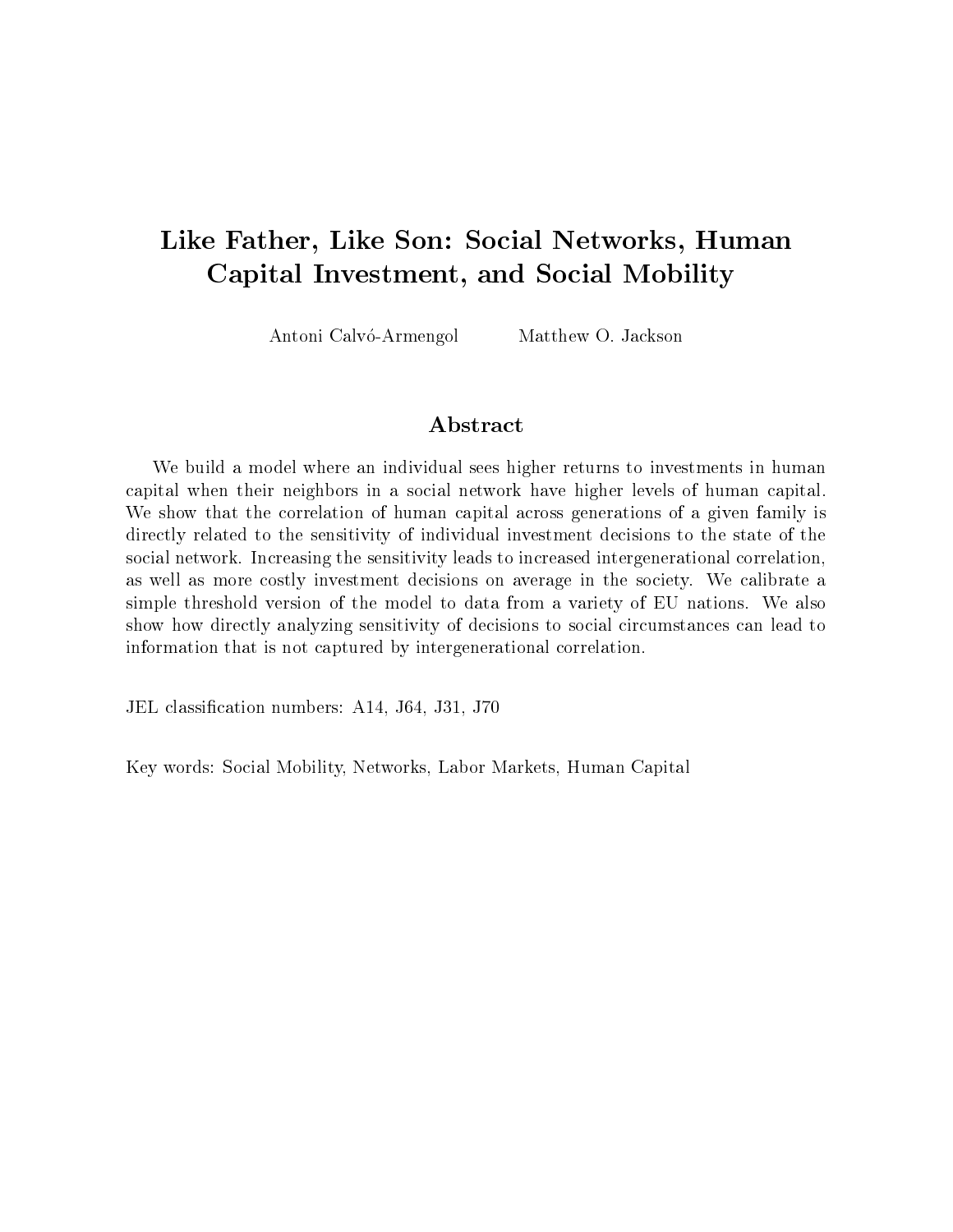# Like Father, Like Son: Social Networks, Human Capital Investment, and Social Mobility

Antoni Calvó-Armengol   Matthew O. Jackson

## Abstract

We build a model where an individual sees higher returns to investments in human capital when their neighbors in a social network have higher levels of human capital. We show that the correlation of human capital across generations of a given family is directly related to the sensitivity of individual investment decisions to the state of the social network. Increasing the sensitivity leads to increased intergenerational correlation, as well as more costly investment decisions on average in the society. We calibrate a simple threshold version of the model to data from a variety of EU nations. We also show how directly analyzing sensitivity of decisions to social circumstances can lead to information that is not captured by intergenerational correlation.

JEL classification numbers: A14, J64, J31, J70

Key words: Social Mobility, Networks, Labor Markets, Human Capital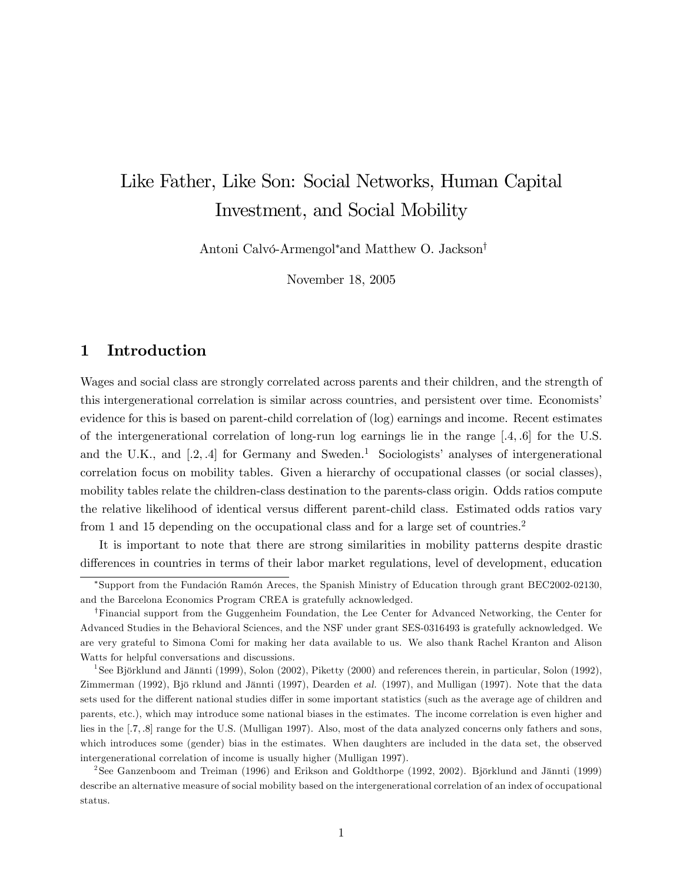# Like Father, Like Son: Social Networks, Human Capital Investment, and Social Mobility

Antoni Calvó-Armengol[*] and Matthew O. Jackson[†]

November 18, 2005

## 1 Introduction

Wages and social class are strongly correlated across parents and their children, and the strength of this intergenerational correlation is similar across countries, and persistent over time. Economists' evidence for this is based on parent-child correlation of (log) earnings and income. Recent estimates of the intergenerational correlation of long-run log earnings lie in the range [.4, .6] for the U.S. and the U.K., and [.2, .4] for Germany and Sweden.[1] Sociologists' analyses of intergenerational correlation focus on mobility tables. Given a hierarchy of occupational classes (or social classes), mobility tables relate the children-class destination to the parents-class origin. Odds ratios compute the relative likelihood of identical versus different parent-child class. Estimated odds ratios vary from 1 and 15 depending on the occupational class and for a large set of countries.[2]

It is important to note that there are strong similarities in mobility patterns despite drastic differences in countries in terms of their labor market regulations, level of development, education

---

[*] Support from the Fundación Ramón Areces, the Spanish Ministry of Education through grant BEC2002-02130, and the Barcelona Economics Program CREA is gratefully acknowledged.

[†] Financial support from the Guggenheim Foundation, the Lee Center for Advanced Networking, the Center for Advanced Studies in the Behavioral Sciences, and the NSF under grant SES-0316493 is gratefully acknowledged. We are very grateful to Simona Comi for making her data available to us. We also thank Rachel Kranton and Alison Watts for helpful conversations and discussions.

[1] See Björklund and Jännti (1999), Solon (2002), Piketty (2000) and references therein, in particular, Solon (1992), Zimmerman (1992), Bjö rklund and Jännti (1997), Dearden *et al.* (1997), and Mulligan (1997). Note that the data sets used for the different national studies differ in some important statistics (such as the average age of children and parents, etc.), which may introduce some national biases in the estimates. The income correlation is even higher and lies in the [.7, .8] range for the U.S. (Mulligan 1997). Also, most of the data analyzed concerns only fathers and sons, which introduces some (gender) bias in the estimates. When daughters are included in the data set, the observed intergenerational correlation of income is usually higher (Mulligan 1997).

[2] See Ganzenboom and Treiman (1996) and Erikson and Goldthorpe (1992, 2002). Björklund and Jännti (1999) describe an alternative measure of social mobility based on the intergenerational correlation of an index of occupational status.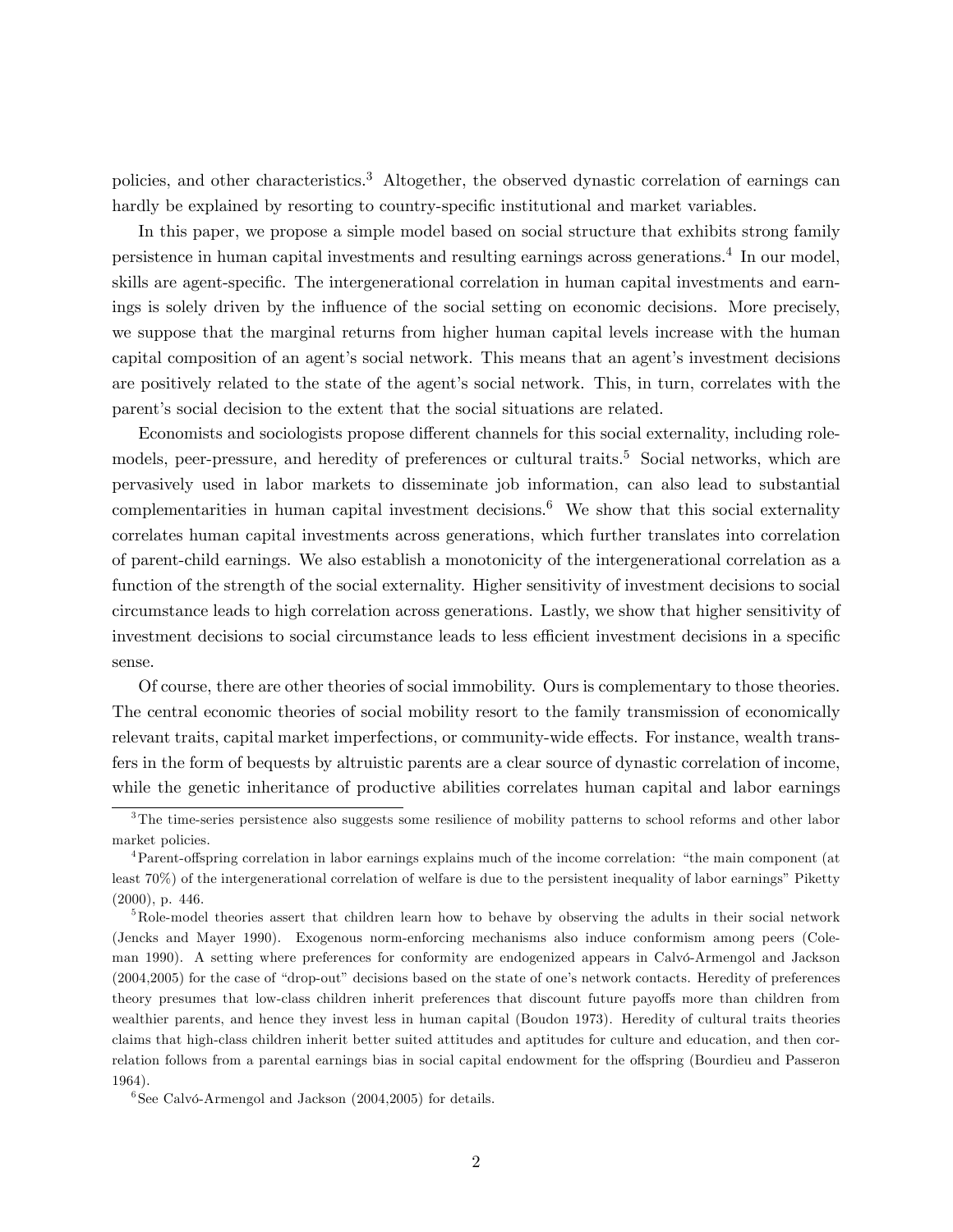policies, and other characteristics.[3] Altogether, the observed dynastic correlation of earnings can hardly be explained by resorting to country-specific institutional and market variables.

In this paper, we propose a simple model based on social structure that exhibits strong family persistence in human capital investments and resulting earnings across generations.[4] In our model, skills are agent-specific. The intergenerational correlation in human capital investments and earnings is solely driven by the influence of the social setting on economic decisions. More precisely, we suppose that the marginal returns from higher human capital levels increase with the human capital composition of an agent's social network. This means that an agent's investment decisions are positively related to the state of the agent's social network. This, in turn, correlates with the parent's social decision to the extent that the social situations are related.

Economists and sociologists propose different channels for this social externality, including role-models, peer-pressure, and heredity of preferences or cultural traits.[5] Social networks, which are pervasively used in labor markets to disseminate job information, can also lead to substantial complementarities in human capital investment decisions.[6] We show that this social externality correlates human capital investments across generations, which further translates into correlation of parent-child earnings. We also establish a monotonicity of the intergenerational correlation as a function of the strength of the social externality. Higher sensitivity of investment decisions to social circumstance leads to high correlation across generations. Lastly, we show that higher sensitivity of investment decisions to social circumstance leads to less efficient investment decisions in a specific sense.

Of course, there are other theories of social immobility. Ours is complementary to those theories. The central economic theories of social mobility resort to the family transmission of economically relevant traits, capital market imperfections, or community-wide effects. For instance, wealth transfers in the form of bequests by altruistic parents are a clear source of dynastic correlation of income, while the genetic inheritance of productive abilities correlates human capital and labor earnings

---

[3] The time-series persistence also suggests some resilience of mobility patterns to school reforms and other labor market policies.

[4] Parent-offspring correlation in labor earnings explains much of the income correlation: "the main component (at least 70%) of the intergenerational correlation of welfare is due to the persistent inequality of labor earnings" Piketty (2000), p. 446.

[5] Role-model theories assert that children learn how to behave by observing the adults in their social network (Jencks and Mayer 1990). Exogenous norm-enforcing mechanisms also induce conformism among peers (Coleman 1990). A setting where preferences for conformity are endogenized appears in Calvó-Armengol and Jackson (2004,2005) for the case of "drop-out" decisions based on the state of one's network contacts. Heredity of preferences theory presumes that low-class children inherit preferences that discount future payoffs more than children from wealthier parents, and hence they invest less in human capital (Boudon 1973). Heredity of cultural traits theories claims that high-class children inherit better suited attitudes and aptitudes for culture and education, and then correlation follows from a parental earnings bias in social capital endowment for the offspring (Bourdieu and Passeron 1964).

[6] See Calvó-Armengol and Jackson (2004,2005) for details.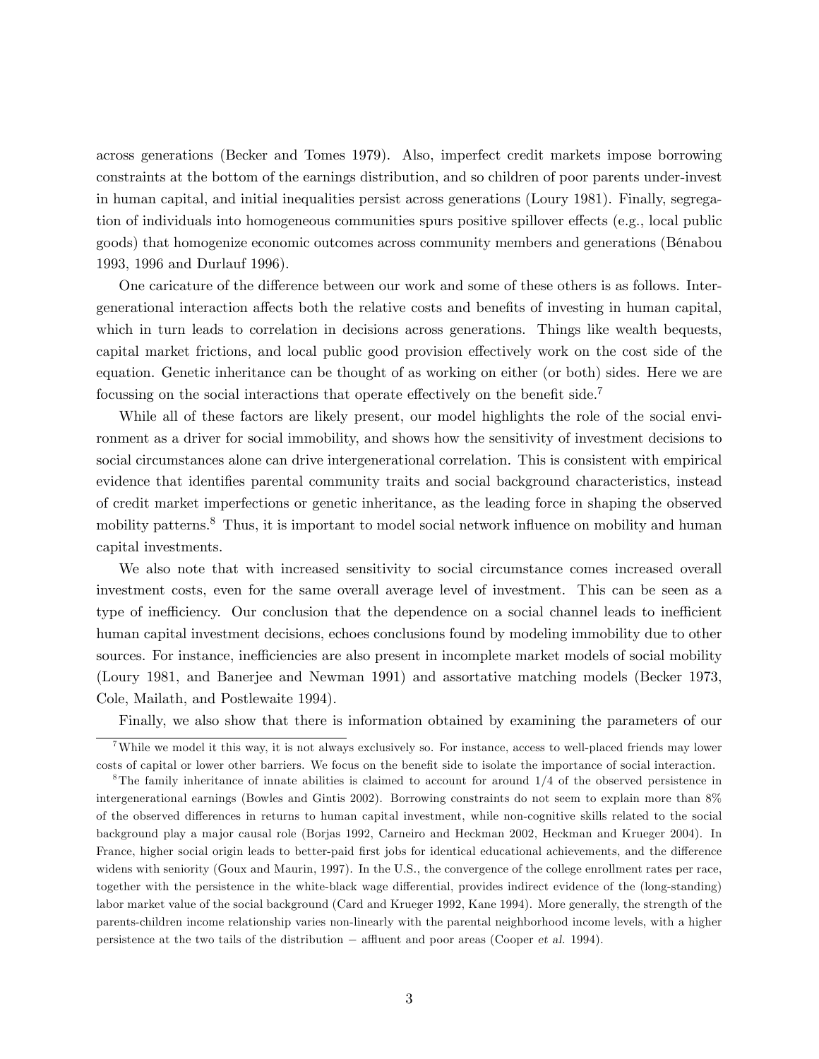across generations (Becker and Tomes 1979). Also, imperfect credit markets impose borrowing constraints at the bottom of the earnings distribution, and so children of poor parents under-invest in human capital, and initial inequalities persist across generations (Loury 1981). Finally, segregation of individuals into homogeneous communities spurs positive spillover effects (e.g., local public goods) that homogenize economic outcomes across community members and generations (Bénabou 1993, 1996 and Durlauf 1996).

One caricature of the difference between our work and some of these others is as follows. Intergenerational interaction affects both the relative costs and benefits of investing in human capital, which in turn leads to correlation in decisions across generations. Things like wealth bequests, capital market frictions, and local public good provision effectively work on the cost side of the equation. Genetic inheritance can be thought of as working on either (or both) sides. Here we are focussing on the social interactions that operate effectively on the benefit side.[7]

While all of these factors are likely present, our model highlights the role of the social environment as a driver for social immobility, and shows how the sensitivity of investment decisions to social circumstances alone can drive intergenerational correlation. This is consistent with empirical evidence that identifies parental community traits and social background characteristics, instead of credit market imperfections or genetic inheritance, as the leading force in shaping the observed mobility patterns.[8] Thus, it is important to model social network influence on mobility and human capital investments.

We also note that with increased sensitivity to social circumstance comes increased overall investment costs, even for the same overall average level of investment. This can be seen as a type of inefficiency. Our conclusion that the dependence on a social channel leads to inefficient human capital investment decisions, echoes conclusions found by modeling immobility due to other sources. For instance, inefficiencies are also present in incomplete market models of social mobility (Loury 1981, and Banerjee and Newman 1991) and assortative matching models (Becker 1973, Cole, Mailath, and Postlewaite 1994).

Finally, we also show that there is information obtained by examining the parameters of our

[7] While we model it this way, it is not always exclusively so. For instance, access to well-placed friends may lower costs of capital or lower other barriers. We focus on the benefit side to isolate the importance of social interaction.

[8] The family inheritance of innate abilities is claimed to account for around 1/4 of the observed persistence in intergenerational earnings (Bowles and Gintis 2002). Borrowing constraints do not seem to explain more than 8% of the observed differences in returns to human capital investment, while non-cognitive skills related to the social background play a major causal role (Borjas 1992, Carneiro and Heckman 2002, Heckman and Krueger 2004). In France, higher social origin leads to better-paid first jobs for identical educational achievements, and the difference widens with seniority (Goux and Maurin, 1997). In the U.S., the convergence of the college enrollment rates per race, together with the persistence in the white-black wage differential, provides indirect evidence of the (long-standing) labor market value of the social background (Card and Krueger 1992, Kane 1994). More generally, the strength of the parents-children income relationship varies non-linearly with the parental neighborhood income levels, with a higher persistence at the two tails of the distribution − affluent and poor areas (Cooper *et al.* 1994).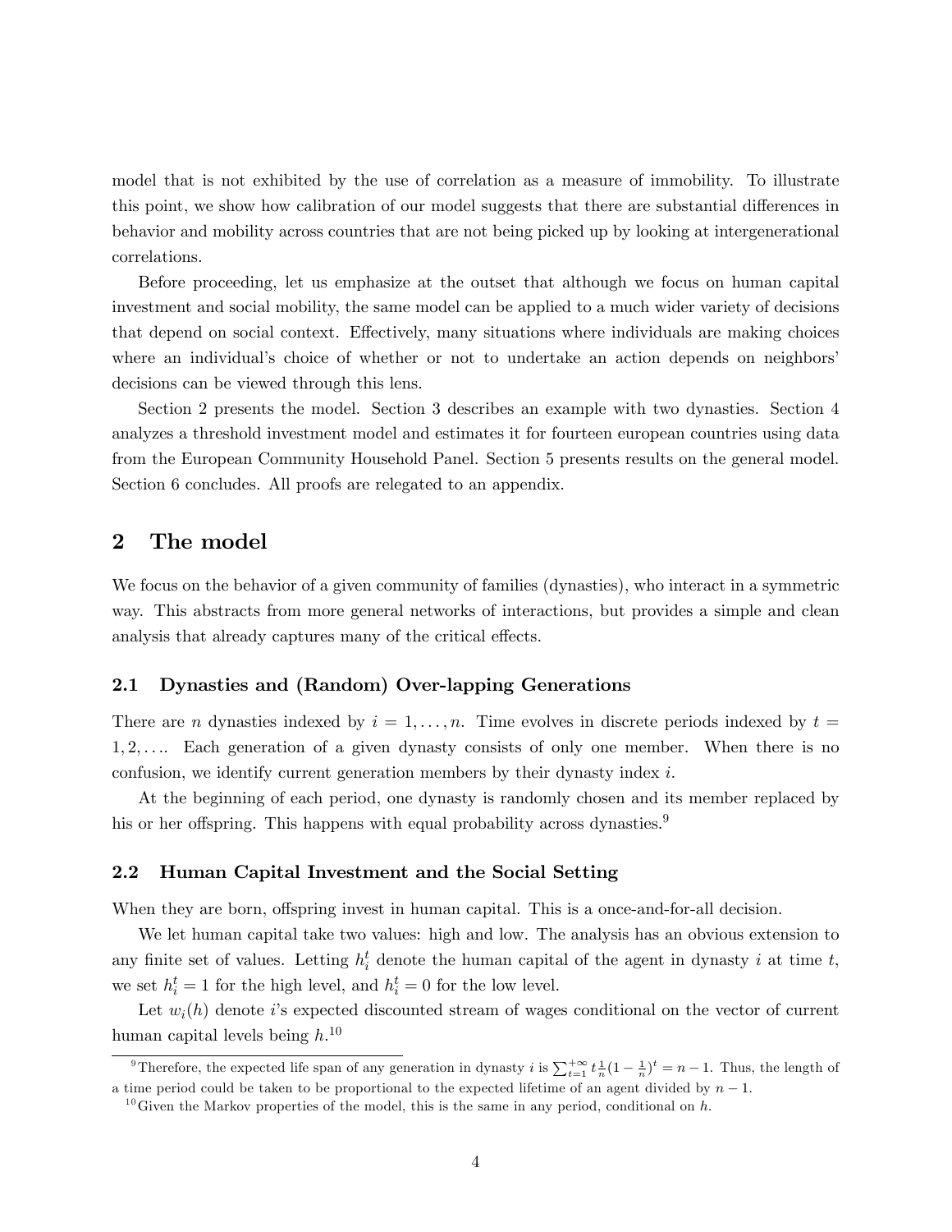model that is not exhibited by the use of correlation as a measure of immobility. To illustrate this point, we show how calibration of our model suggests that there are substantial differences in behavior and mobility across countries that are not being picked up by looking at intergenerational correlations.

Before proceeding, let us emphasize at the outset that although we focus on human capital investment and social mobility, the same model can be applied to a much wider variety of decisions that depend on social context. Effectively, many situations where individuals are making choices where an individual's choice of whether or not to undertake an action depends on neighbors' decisions can be viewed through this lens.

Section 2 presents the model. Section 3 describes an example with two dynasties. Section 4 analyzes a threshold investment model and estimates it for fourteen european countries using data from the European Community Household Panel. Section 5 presents results on the general model. Section 6 concludes. All proofs are relegated to an appendix.

## 2 The model

We focus on the behavior of a given community of families (dynasties), who interact in a symmetric way. This abstracts from more general networks of interactions, but provides a simple and clean analysis that already captures many of the critical effects.

### 2.1 Dynasties and (Random) Over-lapping Generations

There are $n$ dynasties indexed by $i = 1, \ldots, n$. Time evolves in discrete periods indexed by $t = 1, 2, \ldots$. Each generation of a given dynasty consists of only one member. When there is no confusion, we identify current generation members by their dynasty index $i$.

At the beginning of each period, one dynasty is randomly chosen and its member replaced by his or her offspring. This happens with equal probability across dynasties.[9]

### 2.2 Human Capital Investment and the Social Setting

When they are born, offspring invest in human capital. This is a once-and-for-all decision.

We let human capital take two values: high and low. The analysis has an obvious extension to any finite set of values. Letting $h_i^t$ denote the human capital of the agent in dynasty $i$ at time $t$, we set $h_i^t = 1$ for the high level, and $h_i^t = 0$ for the low level.

Let $w_i(h)$ denote $i$'s expected discounted stream of wages conditional on the vector of current human capital levels being $h$.[10]

[9] Therefore, the expected life span of any generation in dynasty $i$ is $\sum_{t=1}^{+\infty} t \frac{1}{n}(1 - \frac{1}{n})^t = n - 1$. Thus, the length of a time period could be taken to be proportional to the expected lifetime of an agent divided by $n - 1$.

[10] Given the Markov properties of the model, this is the same in any period, conditional on $h$.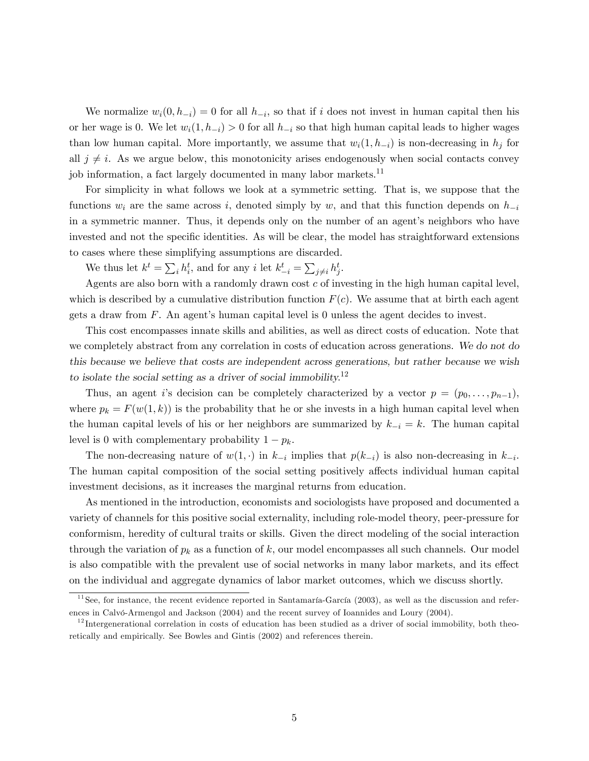We normalize $w_i(0, h_{-i}) = 0$ for all $h_{-i}$, so that if $i$ does not invest in human capital then his or her wage is 0. We let $w_i(1, h_{-i}) > 0$ for all $h_{-i}$ so that high human capital leads to higher wages than low human capital. More importantly, we assume that $w_i(1, h_{-i})$ is non-decreasing in $h_j$ for all $j \neq i$. As we argue below, this monotonicity arises endogenously when social contacts convey job information, a fact largely documented in many labor markets.[11]

For simplicity in what follows we look at a symmetric setting. That is, we suppose that the functions $w_i$ are the same across $i$, denoted simply by $w$, and that this function depends on $h_{-i}$ in a symmetric manner. Thus, it depends only on the number of an agent's neighbors who have invested and not the specific identities. As will be clear, the model has straightforward extensions to cases where these simplifying assumptions are discarded.

We thus let $k^t = \sum_i h_i^t$, and for any $i$ let $k_{-i}^t = \sum_{j \neq i} h_j^t$.

Agents are also born with a randomly drawn cost $c$ of investing in the high human capital level, which is described by a cumulative distribution function $F(c)$. We assume that at birth each agent gets a draw from $F$. An agent's human capital level is 0 unless the agent decides to invest.

This cost encompasses innate skills and abilities, as well as direct costs of education. Note that we completely abstract from any correlation in costs of education across generations. *We do not do this because we believe that costs are independent across generations, but rather because we wish to isolate the social setting as a driver of social immobility.*[12]

Thus, an agent $i$'s decision can be completely characterized by a vector $p = (p_0, \ldots, p_{n-1})$, where $p_k = F(w(1, k))$ is the probability that he or she invests in a high human capital level when the human capital levels of his or her neighbors are summarized by $k_{-i} = k$. The human capital level is 0 with complementary probability $1 - p_k$.

The non-decreasing nature of $w(1, \cdot)$ in $k_{-i}$ implies that $p(k_{-i})$ is also non-decreasing in $k_{-i}$. The human capital composition of the social setting positively affects individual human capital investment decisions, as it increases the marginal returns from education.

As mentioned in the introduction, economists and sociologists have proposed and documented a variety of channels for this positive social externality, including role-model theory, peer-pressure for conformism, heredity of cultural traits or skills. Given the direct modeling of the social interaction through the variation of $p_k$ as a function of $k$, our model encompasses all such channels. Our model is also compatible with the prevalent use of social networks in many labor markets, and its effect on the individual and aggregate dynamics of labor market outcomes, which we discuss shortly.

[11] See, for instance, the recent evidence reported in Santamaría-García (2003), as well as the discussion and references in Calvó-Armengol and Jackson (2004) and the recent survey of Ioannides and Loury (2004).

[12] Intergenerational correlation in costs of education has been studied as a driver of social immobility, both theoretically and empirically. See Bowles and Gintis (2002) and references therein.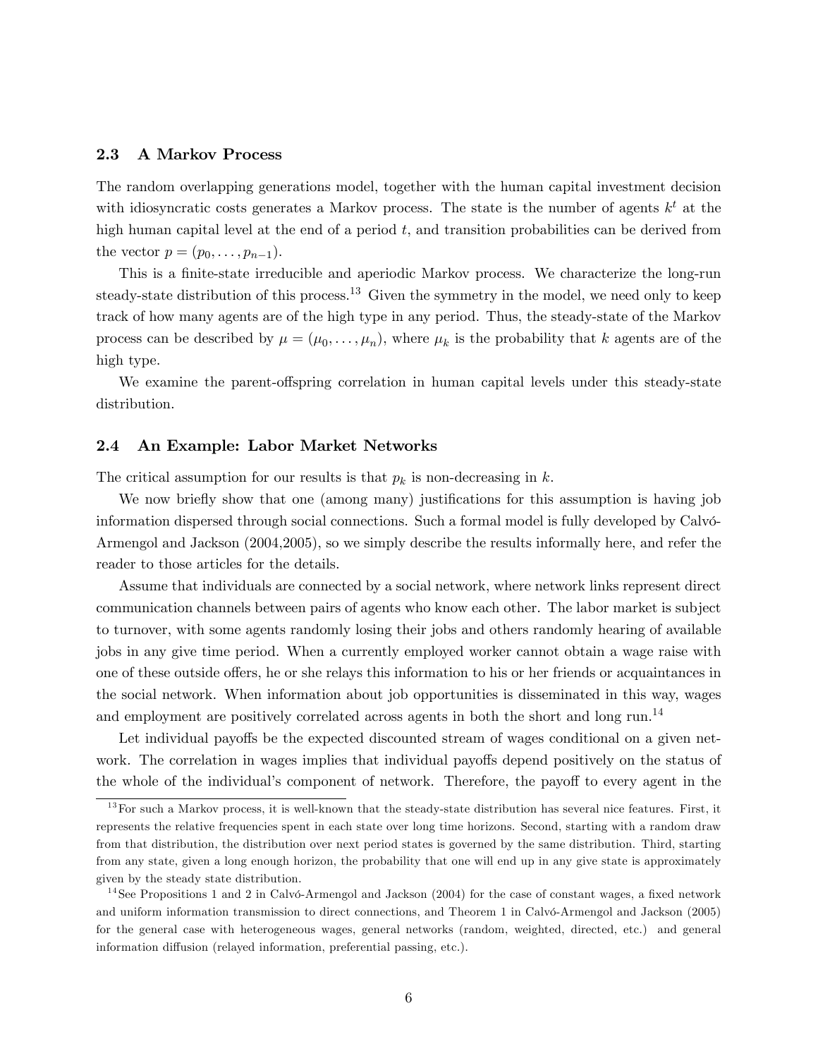### 2.3 A Markov Process

The random overlapping generations model, together with the human capital investment decision with idiosyncratic costs generates a Markov process. The state is the number of agents $k^t$ at the high human capital level at the end of a period $t$, and transition probabilities can be derived from the vector $p = (p_0, \ldots, p_{n-1})$.

This is a finite-state irreducible and aperiodic Markov process. We characterize the long-run steady-state distribution of this process.[13] Given the symmetry in the model, we need only to keep track of how many agents are of the high type in any period. Thus, the steady-state of the Markov process can be described by $\mu = (\mu_0, \ldots, \mu_n)$, where $\mu_k$ is the probability that $k$ agents are of the high type.

We examine the parent-offspring correlation in human capital levels under this steady-state distribution.

### 2.4 An Example: Labor Market Networks

The critical assumption for our results is that $p_k$ is non-decreasing in $k$.

We now briefly show that one (among many) justifications for this assumption is having job information dispersed through social connections. Such a formal model is fully developed by Calvó-Armengol and Jackson (2004,2005), so we simply describe the results informally here, and refer the reader to those articles for the details.

Assume that individuals are connected by a social network, where network links represent direct communication channels between pairs of agents who know each other. The labor market is subject to turnover, with some agents randomly losing their jobs and others randomly hearing of available jobs in any give time period. When a currently employed worker cannot obtain a wage raise with one of these outside offers, he or she relays this information to his or her friends or acquaintances in the social network. When information about job opportunities is disseminated in this way, wages and employment are positively correlated across agents in both the short and long run.[14]

Let individual payoffs be the expected discounted stream of wages conditional on a given network. The correlation in wages implies that individual payoffs depend positively on the status of the whole of the individual's component of network. Therefore, the payoff to every agent in the

[13] For such a Markov process, it is well-known that the steady-state distribution has several nice features. First, it represents the relative frequencies spent in each state over long time horizons. Second, starting with a random draw from that distribution, the distribution over next period states is governed by the same distribution. Third, starting from any state, given a long enough horizon, the probability that one will end up in any give state is approximately given by the steady state distribution.

[14] See Propositions 1 and 2 in Calvó-Armengol and Jackson (2004) for the case of constant wages, a fixed network and uniform information transmission to direct connections, and Theorem 1 in Calvó-Armengol and Jackson (2005) for the general case with heterogeneous wages, general networks (random, weighted, directed, etc.) and general information diffusion (relayed information, preferential passing, etc.).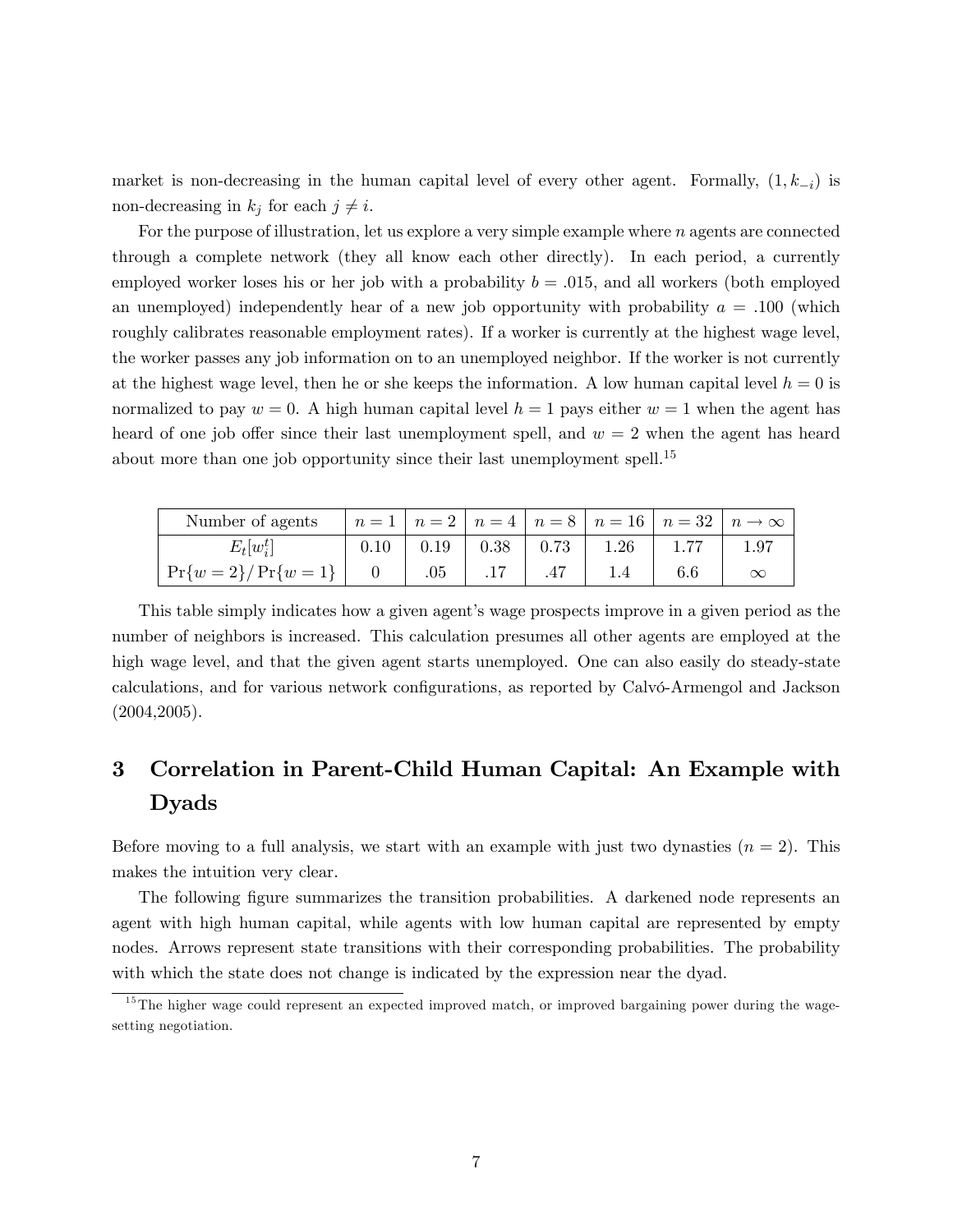market is non-decreasing in the human capital level of every other agent. Formally, $(1, k_{-i})$ is non-decreasing in $k_j$ for each $j \neq i$.

For the purpose of illustration, let us explore a very simple example where $n$ agents are connected through a complete network (they all know each other directly). In each period, a currently employed worker loses his or her job with a probability $b = .015$, and all workers (both employed an unemployed) independently hear of a new job opportunity with probability $a = .100$ (which roughly calibrates reasonable employment rates). If a worker is currently at the highest wage level, the worker passes any job information on to an unemployed neighbor. If the worker is not currently at the highest wage level, then he or she keeps the information. A low human capital level $h = 0$ is normalized to pay $w = 0$. A high human capital level $h = 1$ pays either $w = 1$ when the agent has heard of one job offer since their last unemployment spell, and $w = 2$ when the agent has heard about more than one job opportunity since their last unemployment spell.[15]

| Number of agents | $n = 1$ | $n = 2$ | $n = 4$ | $n = 8$ | $n = 16$ | $n = 32$ | $n \to \infty$ |
|---|---|---|---|---|---|---|---|
| $E_t[w_i^t]$ | 0.10 | 0.19 | 0.38 | 0.73 | 1.26 | 1.77 | 1.97 |
| $\Pr\{w = 2\}/\Pr\{w = 1\}$ | 0 | .05 | .17 | .47 | 1.4 | 6.6 | $\infty$ |

This table simply indicates how a given agent's wage prospects improve in a given period as the number of neighbors is increased. This calculation presumes all other agents are employed at the high wage level, and that the given agent starts unemployed. One can also easily do steady-state calculations, and for various network configurations, as reported by Calvó-Armengol and Jackson (2004,2005).

# 3 Correlation in Parent-Child Human Capital: An Example with Dyads

Before moving to a full analysis, we start with an example with just two dynasties ($n = 2$). This makes the intuition very clear.

The following figure summarizes the transition probabilities. A darkened node represents an agent with high human capital, while agents with low human capital are represented by empty nodes. Arrows represent state transitions with their corresponding probabilities. The probability with which the state does not change is indicated by the expression near the dyad.

[15] The higher wage could represent an expected improved match, or improved bargaining power during the wage-setting negotiation.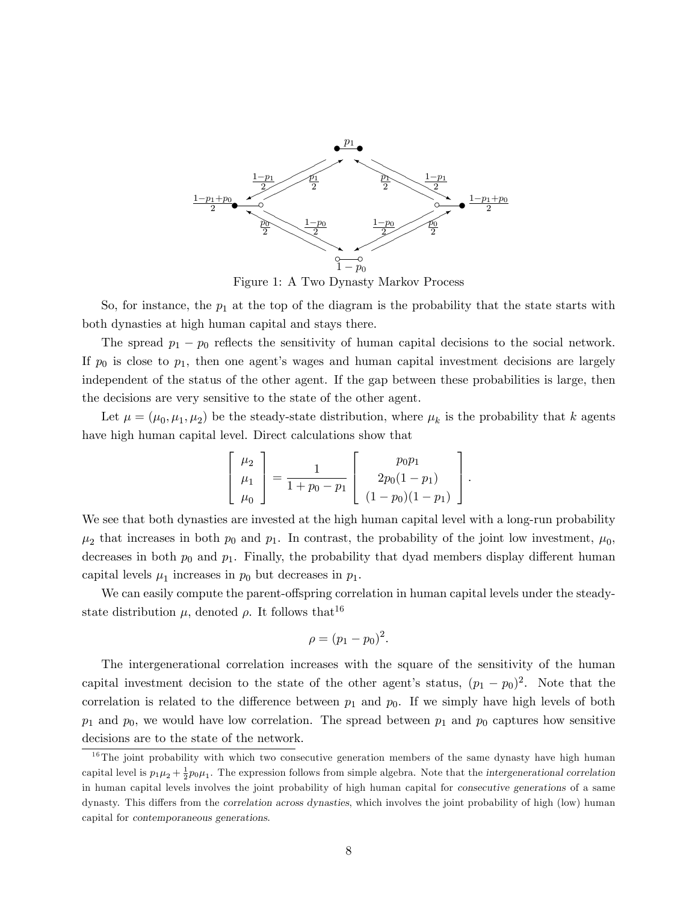Figure 1: A Two Dynasty Markov Process

So, for instance, the $p_1$ at the top of the diagram is the probability that the state starts with both dynasties at high human capital and stays there.

The spread $p_1 - p_0$ reflects the sensitivity of human capital decisions to the social network. If $p_0$ is close to $p_1$, then one agent's wages and human capital investment decisions are largely independent of the status of the other agent. If the gap between these probabilities is large, then the decisions are very sensitive to the state of the other agent.

Let $\mu = (\mu_0, \mu_1, \mu_2)$ be the steady-state distribution, where $\mu_k$ is the probability that $k$ agents have high human capital level. Direct calculations show that

$$\begin{bmatrix} \mu_2 \\ \mu_1 \\ \mu_0 \end{bmatrix} = \frac{1}{1 + p_0 - p_1} \begin{bmatrix} p_0 p_1 \\ 2p_0(1-p_1) \\ (1-p_0)(1-p_1) \end{bmatrix}.$$

We see that both dynasties are invested at the high human capital level with a long-run probability $\mu_2$ that increases in both $p_0$ and $p_1$. In contrast, the probability of the joint low investment, $\mu_0$, decreases in both $p_0$ and $p_1$. Finally, the probability that dyad members display different human capital levels $\mu_1$ increases in $p_0$ but decreases in $p_1$.

We can easily compute the parent-offspring correlation in human capital levels under the steady-state distribution $\mu$, denoted $\rho$. It follows that[16]

$$\rho = (p_1 - p_0)^2.$$

The intergenerational correlation increases with the square of the sensitivity of the human capital investment decision to the state of the other agent's status, $(p_1 - p_0)^2$. Note that the correlation is related to the difference between $p_1$ and $p_0$. If we simply have high levels of both $p_1$ and $p_0$, we would have low correlation. The spread between $p_1$ and $p_0$ captures how sensitive decisions are to the state of the network.

[16] The joint probability with which two consecutive generation members of the same dynasty have high human capital level is $p_1\mu_2 + \frac{1}{2}p_0\mu_1$. The expression follows from simple algebra. Note that the *intergenerational correlation* in human capital levels involves the joint probability of high human capital for *consecutive generations* of a same dynasty. This differs from the *correlation across dynasties*, which involves the joint probability of high (low) human capital for *contemporaneous generations*.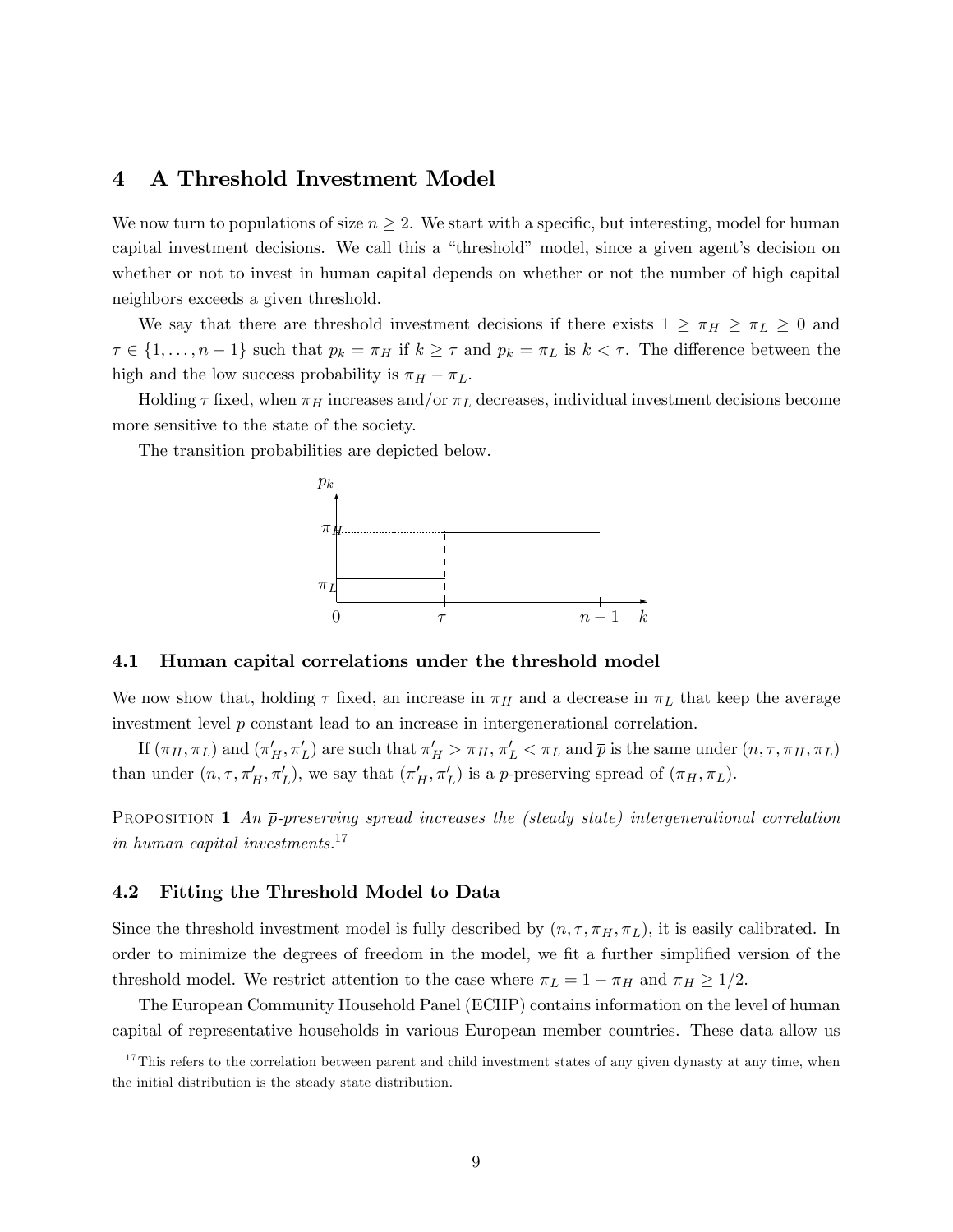## 4 A Threshold Investment Model

We now turn to populations of size $n \geq 2$. We start with a specific, but interesting, model for human capital investment decisions. We call this a "threshold" model, since a given agent's decision on whether or not to invest in human capital depends on whether or not the number of high capital neighbors exceeds a given threshold.

We say that there are threshold investment decisions if there exists $1 \geq \pi_H \geq \pi_L \geq 0$ and $\tau \in \{1, \ldots, n-1\}$ such that $p_k = \pi_H$ if $k \geq \tau$ and $p_k = \pi_L$ is $k < \tau$. The difference between the high and the low success probability is $\pi_H - \pi_L$.

Holding $\tau$ fixed, when $\pi_H$ increases and/or $\pi_L$ decreases, individual investment decisions become more sensitive to the state of the society.

The transition probabilities are depicted below.

### 4.1 Human capital correlations under the threshold model

We now show that, holding $\tau$ fixed, an increase in $\pi_H$ and a decrease in $\pi_L$ that keep the average investment level $\overline{p}$ constant lead to an increase in intergenerational correlation.

If $(\pi_H, \pi_L)$ and $(\pi'_H, \pi'_L)$ are such that $\pi'_H > \pi_H$, $\pi'_L < \pi_L$ and $\overline{p}$ is the same under $(n, \tau, \pi_H, \pi_L)$ than under $(n, \tau, \pi'_H, \pi'_L)$, we say that $(\pi'_H, \pi'_L)$ is a $\overline{p}$-preserving spread of $(\pi_H, \pi_L)$.

PROPOSITION 1 *An $\overline{p}$-preserving spread increases the (steady state) intergenerational correlation in human capital investments.*[17]

### 4.2 Fitting the Threshold Model to Data

Since the threshold investment model is fully described by $(n, \tau, \pi_H, \pi_L)$, it is easily calibrated. In order to minimize the degrees of freedom in the model, we fit a further simplified version of the threshold model. We restrict attention to the case where $\pi_L = 1 - \pi_H$ and $\pi_H \geq 1/2$.

The European Community Household Panel (ECHP) contains information on the level of human capital of representative households in various European member countries. These data allow us

[17] This refers to the correlation between parent and child investment states of any given dynasty at any time, when the initial distribution is the steady state distribution.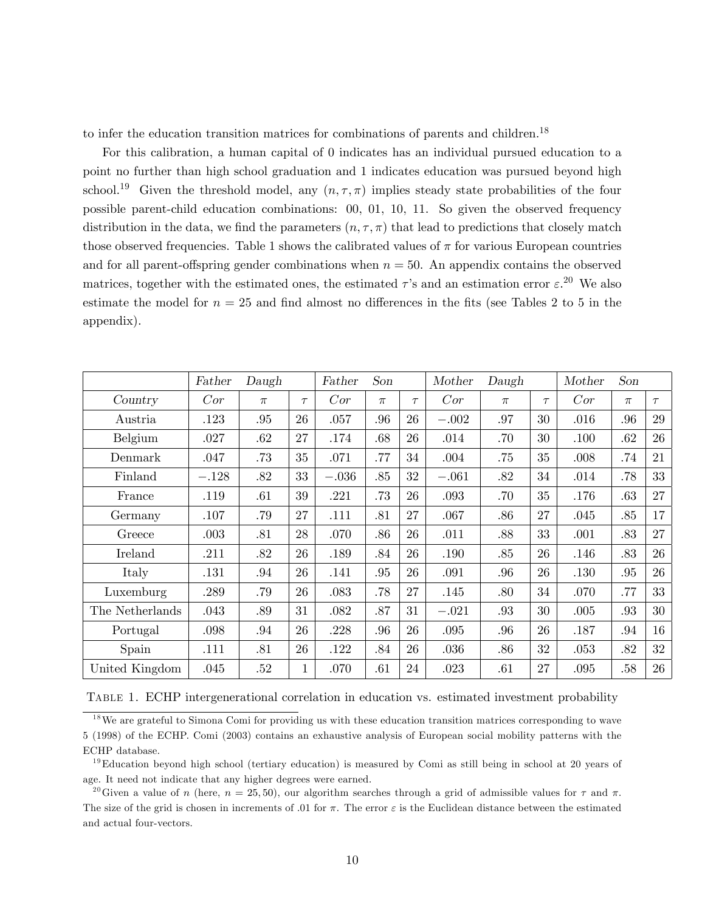to infer the education transition matrices for combinations of parents and children.[18]

For this calibration, a human capital of 0 indicates has an individual pursued education to a point no further than high school graduation and 1 indicates education was pursued beyond high school.[19] Given the threshold model, any $(n, \tau, \pi)$ implies steady state probabilities of the four possible parent-child education combinations: 00, 01, 10, 11. So given the observed frequency distribution in the data, we find the parameters $(n, \tau, \pi)$ that lead to predictions that closely match those observed frequencies. Table 1 shows the calibrated values of $\pi$ for various European countries and for all parent-offspring gender combinations when $n = 50$. An appendix contains the observed matrices, together with the estimated ones, the estimated $\tau$'s and an estimation error $\varepsilon$.[20] We also estimate the model for $n = 25$ and find almost no differences in the fits (see Tables 2 to 5 in the appendix).

| | *Father* | *Daugh* | | *Father* | *Son* | | *Mother* | *Daugh* | | *Mother* | *Son* | |
|---|---|---|---|---|---|---|---|---|---|---|---|---|
| *Country* | *Cor* | $\pi$ | $\tau$ | *Cor* | $\pi$ | $\tau$ | *Cor* | $\pi$ | $\tau$ | *Cor* | $\pi$ | $\tau$ |
| Austria | .123 | .95 | 26 | .057 | .96 | 26 | −.002 | .97 | 30 | .016 | .96 | 29 |
| Belgium | .027 | .62 | 27 | .174 | .68 | 26 | .014 | .70 | 30 | .100 | .62 | 26 |
| Denmark | .047 | .73 | 35 | .071 | .77 | 34 | .004 | .75 | 35 | .008 | .74 | 21 |
| Finland | −.128 | .82 | 33 | −.036 | .85 | 32 | −.061 | .82 | 34 | .014 | .78 | 33 |
| France | .119 | .61 | 39 | .221 | .73 | 26 | .093 | .70 | 35 | .176 | .63 | 27 |
| Germany | .107 | .79 | 27 | .111 | .81 | 27 | .067 | .86 | 27 | .045 | .85 | 17 |
| Greece | .003 | .81 | 28 | .070 | .86 | 26 | .011 | .88 | 33 | .001 | .83 | 27 |
| Ireland | .211 | .82 | 26 | .189 | .84 | 26 | .190 | .85 | 26 | .146 | .83 | 26 |
| Italy | .131 | .94 | 26 | .141 | .95 | 26 | .091 | .96 | 26 | .130 | .95 | 26 |
| Luxemburg | .289 | .79 | 26 | .083 | .78 | 27 | .145 | .80 | 34 | .070 | .77 | 33 |
| The Netherlands | .043 | .89 | 31 | .082 | .87 | 31 | −.021 | .93 | 30 | .005 | .93 | 30 |
| Portugal | .098 | .94 | 26 | .228 | .96 | 26 | .095 | .96 | 26 | .187 | .94 | 16 |
| Spain | .111 | .81 | 26 | .122 | .84 | 26 | .036 | .86 | 32 | .053 | .82 | 32 |
| United Kingdom | .045 | .52 | 1 | .070 | .61 | 24 | .023 | .61 | 27 | .095 | .58 | 26 |

Table 1. ECHP intergenerational correlation in education vs. estimated investment probability

[18] We are grateful to Simona Comi for providing us with these education transition matrices corresponding to wave 5 (1998) of the ECHP. Comi (2003) contains an exhaustive analysis of European social mobility patterns with the ECHP database.

[19] Education beyond high school (tertiary education) is measured by Comi as still being in school at 20 years of age. It need not indicate that any higher degrees were earned.

[20] Given a value of $n$ (here, $n = 25, 50$), our algorithm searches through a grid of admissible values for $\tau$ and $\pi$. The size of the grid is chosen in increments of .01 for $\pi$. The error $\varepsilon$ is the Euclidean distance between the estimated and actual four-vectors.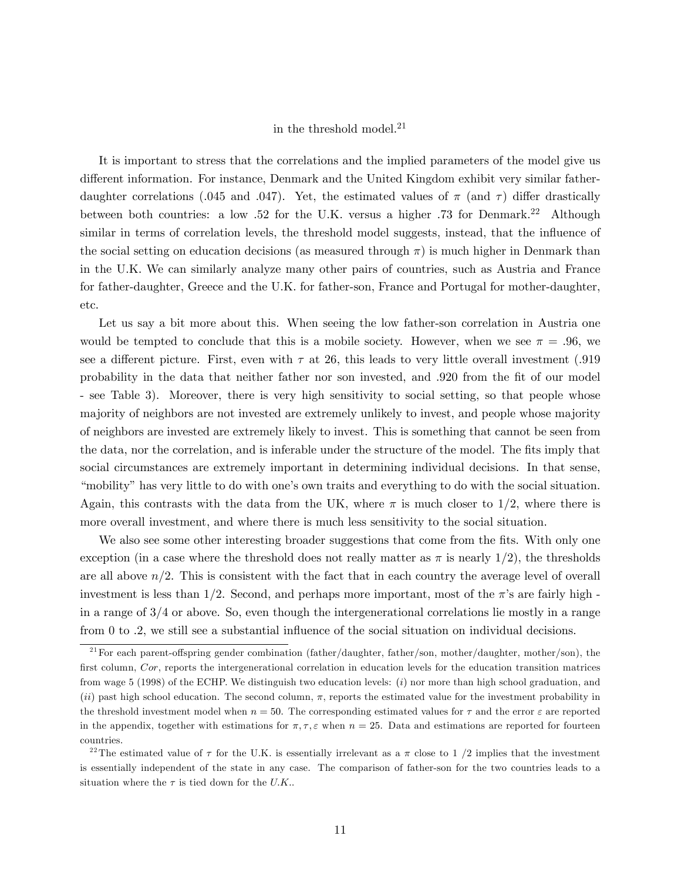in the threshold model.[21]

It is important to stress that the correlations and the implied parameters of the model give us different information. For instance, Denmark and the United Kingdom exhibit very similar father-daughter correlations (.045 and .047). Yet, the estimated values of $\pi$ (and $\tau$) differ drastically between both countries: a low .52 for the U.K. versus a higher .73 for Denmark.[22] Although similar in terms of correlation levels, the threshold model suggests, instead, that the influence of the social setting on education decisions (as measured through $\pi$) is much higher in Denmark than in the U.K. We can similarly analyze many other pairs of countries, such as Austria and France for father-daughter, Greece and the U.K. for father-son, France and Portugal for mother-daughter, etc.

Let us say a bit more about this. When seeing the low father-son correlation in Austria one would be tempted to conclude that this is a mobile society. However, when we see $\pi = .96$, we see a different picture. First, even with $\tau$ at 26, this leads to very little overall investment (.919 probability in the data that neither father nor son invested, and .920 from the fit of our model - see Table 3). Moreover, there is very high sensitivity to social setting, so that people whose majority of neighbors are not invested are extremely unlikely to invest, and people whose majority of neighbors are invested are extremely likely to invest. This is something that cannot be seen from the data, nor the correlation, and is inferable under the structure of the model. The fits imply that social circumstances are extremely important in determining individual decisions. In that sense, "mobility" has very little to do with one's own traits and everything to do with the social situation. Again, this contrasts with the data from the UK, where $\pi$ is much closer to 1/2, where there is more overall investment, and where there is much less sensitivity to the social situation.

We also see some other interesting broader suggestions that come from the fits. With only one exception (in a case where the threshold does not really matter as $\pi$ is nearly 1/2), the thresholds are all above $n/2$. This is consistent with the fact that in each country the average level of overall investment is less than 1/2. Second, and perhaps more important, most of the $\pi$'s are fairly high - in a range of 3/4 or above. So, even though the intergenerational correlations lie mostly in a range from 0 to .2, we still see a substantial influence of the social situation on individual decisions.

[21] For each parent-offspring gender combination (father/daughter, father/son, mother/daughter, mother/son), the first column, *Cor*, reports the intergenerational correlation in education levels for the education transition matrices from wage 5 (1998) of the ECHP. We distinguish two education levels: (*i*) nor more than high school graduation, and (*ii*) past high school education. The second column, $\pi$, reports the estimated value for the investment probability in the threshold investment model when $n = 50$. The corresponding estimated values for $\tau$ and the error $\varepsilon$ are reported in the appendix, together with estimations for $\pi, \tau, \varepsilon$ when $n = 25$. Data and estimations are reported for fourteen countries.

[22] The estimated value of $\tau$ for the U.K. is essentially irrelevant as a $\pi$ close to 1 /2 implies that the investment is essentially independent of the state in any case. The comparison of father-son for the two countries leads to a situation where the $\tau$ is tied down for the *U.K.*.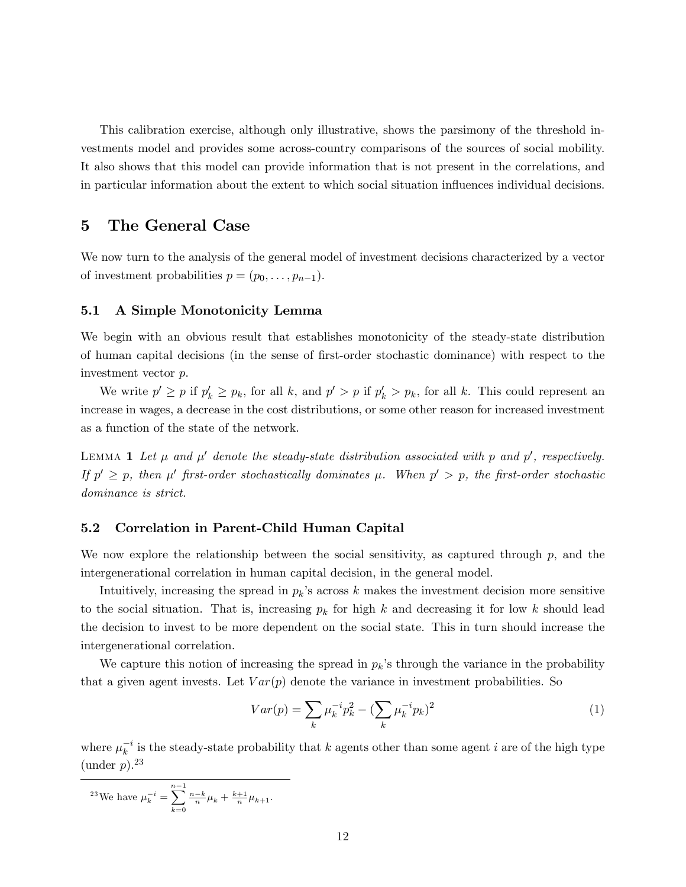This calibration exercise, although only illustrative, shows the parsimony of the threshold investments model and provides some across-country comparisons of the sources of social mobility. It also shows that this model can provide information that is not present in the correlations, and in particular information about the extent to which social situation influences individual decisions.

# 5 The General Case

We now turn to the analysis of the general model of investment decisions characterized by a vector of investment probabilities $p = (p_0, \ldots, p_{n-1})$.

## 5.1 A Simple Monotonicity Lemma

We begin with an obvious result that establishes monotonicity of the steady-state distribution of human capital decisions (in the sense of first-order stochastic dominance) with respect to the investment vector $p$.

We write $p' \geq p$ if $p'_k \geq p_k$, for all $k$, and $p' > p$ if $p'_k > p_k$, for all $k$. This could represent an increase in wages, a decrease in the cost distributions, or some other reason for increased investment as a function of the state of the network.

Lemma 1 *Let $\mu$ and $\mu'$ denote the steady-state distribution associated with $p$ and $p'$, respectively. If $p' \geq p$, then $\mu'$ first-order stochastically dominates $\mu$. When $p' > p$, the first-order stochastic dominance is strict.*

## 5.2 Correlation in Parent-Child Human Capital

We now explore the relationship between the social sensitivity, as captured through $p$, and the intergenerational correlation in human capital decision, in the general model.

Intuitively, increasing the spread in $p_k$'s across $k$ makes the investment decision more sensitive to the social situation. That is, increasing $p_k$ for high $k$ and decreasing it for low $k$ should lead the decision to invest to be more dependent on the social state. This in turn should increase the intergenerational correlation.

We capture this notion of increasing the spread in $p_k$'s through the variance in the probability that a given agent invests. Let $Var(p)$ denote the variance in investment probabilities. So

$$Var(p) = \sum_k \mu_k^{-i} p_k^2 - (\sum_k \mu_k^{-i} p_k)^2 \tag{1}$$

where $\mu_k^{-i}$ is the steady-state probability that $k$ agents other than some agent $i$ are of the high type (under $p$).[23]

[23] We have $\mu_k^{-i} = \sum_{k=0}^{n-1} \frac{n-k}{n}\mu_k + \frac{k+1}{n}\mu_{k+1}$.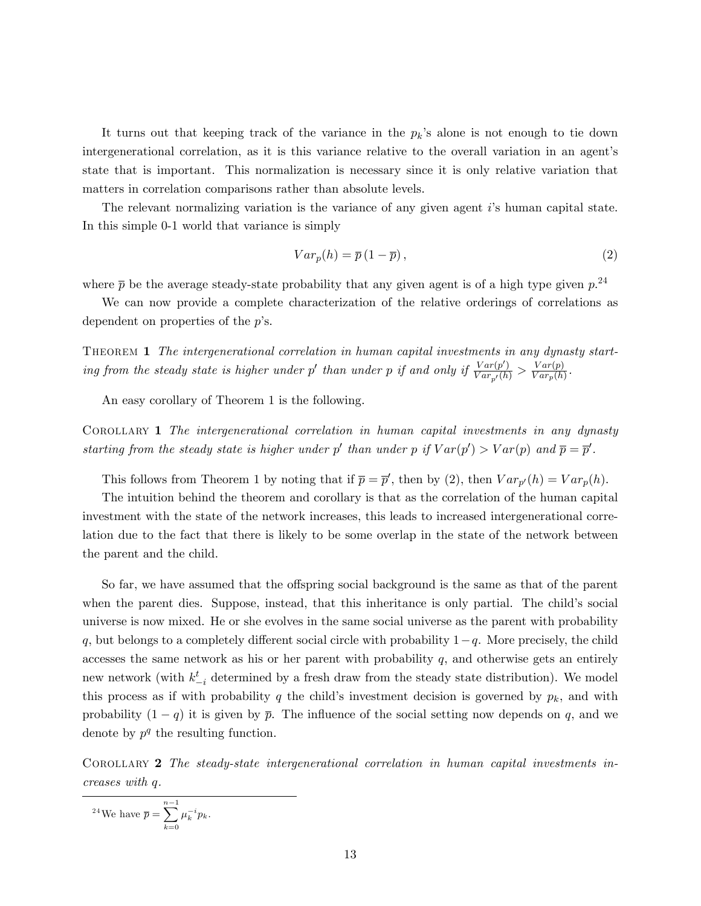It turns out that keeping track of the variance in the $p_k$'s alone is not enough to tie down intergenerational correlation, as it is this variance relative to the overall variation in an agent's state that is important. This normalization is necessary since it is only relative variation that matters in correlation comparisons rather than absolute levels.

The relevant normalizing variation is the variance of any given agent $i$'s human capital state. In this simple 0-1 world that variance is simply

$$Var_p(h) = \overline{p}\left(1 - \overline{p}\right), \tag{2}$$

where $\overline{p}$ be the average steady-state probability that any given agent is of a high type given $p$.[24]

We can now provide a complete characterization of the relative orderings of correlations as dependent on properties of the $p$'s.

**Theorem 1** *The intergenerational correlation in human capital investments in any dynasty starting from the steady state is higher under $p'$ than under $p$ if and only if $\frac{Var(p')}{Var_{p'}(h)} > \frac{Var(p)}{Var_p(h)}$.*

An easy corollary of Theorem 1 is the following.

**Corollary 1** *The intergenerational correlation in human capital investments in any dynasty starting from the steady state is higher under $p'$ than under $p$ if $Var(p') > Var(p)$ and $\overline{p} = \overline{p}'$.*

This follows from Theorem 1 by noting that if $\overline{p} = \overline{p}'$, then by (2), then $Var_{p'}(h) = Var_p(h)$.

The intuition behind the theorem and corollary is that as the correlation of the human capital investment with the state of the network increases, this leads to increased intergenerational correlation due to the fact that there is likely to be some overlap in the state of the network between the parent and the child.

So far, we have assumed that the offspring social background is the same as that of the parent when the parent dies. Suppose, instead, that this inheritance is only partial. The child's social universe is now mixed. He or she evolves in the same social universe as the parent with probability $q$, but belongs to a completely different social circle with probability $1-q$. More precisely, the child accesses the same network as his or her parent with probability $q$, and otherwise gets an entirely new network (with $k_{-i}^t$ determined by a fresh draw from the steady state distribution). We model this process as if with probability $q$ the child's investment decision is governed by $p_k$, and with probability $(1-q)$ it is given by $\overline{p}$. The influence of the social setting now depends on $q$, and we denote by $p^q$ the resulting function.

**Corollary 2** *The steady-state intergenerational correlation in human capital investments increases with $q$.*

---

[24] We have $\overline{p} = \sum_{k=0}^{n-1} \mu_k^{-i} p_k$.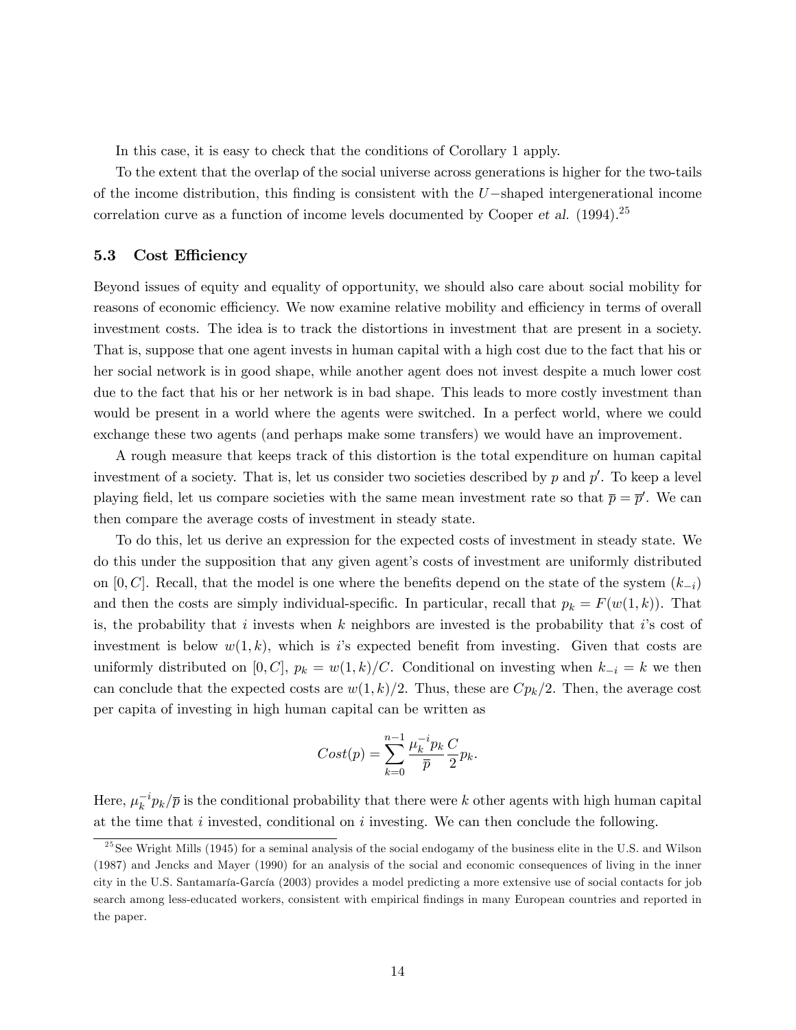In this case, it is easy to check that the conditions of Corollary 1 apply.

To the extent that the overlap of the social universe across generations is higher for the two-tails of the income distribution, this finding is consistent with the $U-$shaped intergenerational income correlation curve as a function of income levels documented by Cooper *et al.* (1994).[25]

### 5.3 Cost Efficiency

Beyond issues of equity and equality of opportunity, we should also care about social mobility for reasons of economic efficiency. We now examine relative mobility and efficiency in terms of overall investment costs. The idea is to track the distortions in investment that are present in a society. That is, suppose that one agent invests in human capital with a high cost due to the fact that his or her social network is in good shape, while another agent does not invest despite a much lower cost due to the fact that his or her network is in bad shape. This leads to more costly investment than would be present in a world where the agents were switched. In a perfect world, where we could exchange these two agents (and perhaps make some transfers) we would have an improvement.

A rough measure that keeps track of this distortion is the total expenditure on human capital investment of a society. That is, let us consider two societies described by $p$ and $p'$. To keep a level playing field, let us compare societies with the same mean investment rate so that $\overline{p} = \overline{p}'$. We can then compare the average costs of investment in steady state.

To do this, let us derive an expression for the expected costs of investment in steady state. We do this under the supposition that any given agent's costs of investment are uniformly distributed on $[0, C]$. Recall, that the model is one where the benefits depend on the state of the system $(k_{-i})$ and then the costs are simply individual-specific. In particular, recall that $p_k = F(w(1, k))$. That is, the probability that $i$ invests when $k$ neighbors are invested is the probability that $i$'s cost of investment is below $w(1, k)$, which is $i$'s expected benefit from investing. Given that costs are uniformly distributed on $[0, C]$, $p_k = w(1, k)/C$. Conditional on investing when $k_{-i} = k$ we then can conclude that the expected costs are $w(1, k)/2$. Thus, these are $Cp_k/2$. Then, the average cost per capita of investing in high human capital can be written as

$$Cost(p) = \sum_{k=0}^{n-1} \frac{\mu_k^{-i} p_k}{\overline{p}} \frac{C}{2} p_k.$$

Here, $\mu_k^{-i} p_k / \overline{p}$ is the conditional probability that there were $k$ other agents with high human capital at the time that $i$ invested, conditional on $i$ investing. We can then conclude the following.

[25] See Wright Mills (1945) for a seminal analysis of the social endogamy of the business elite in the U.S. and Wilson (1987) and Jencks and Mayer (1990) for an analysis of the social and economic consequences of living in the inner city in the U.S. Santamaría-García (2003) provides a model predicting a more extensive use of social contacts for job search among less-educated workers, consistent with empirical findings in many European countries and reported in the paper.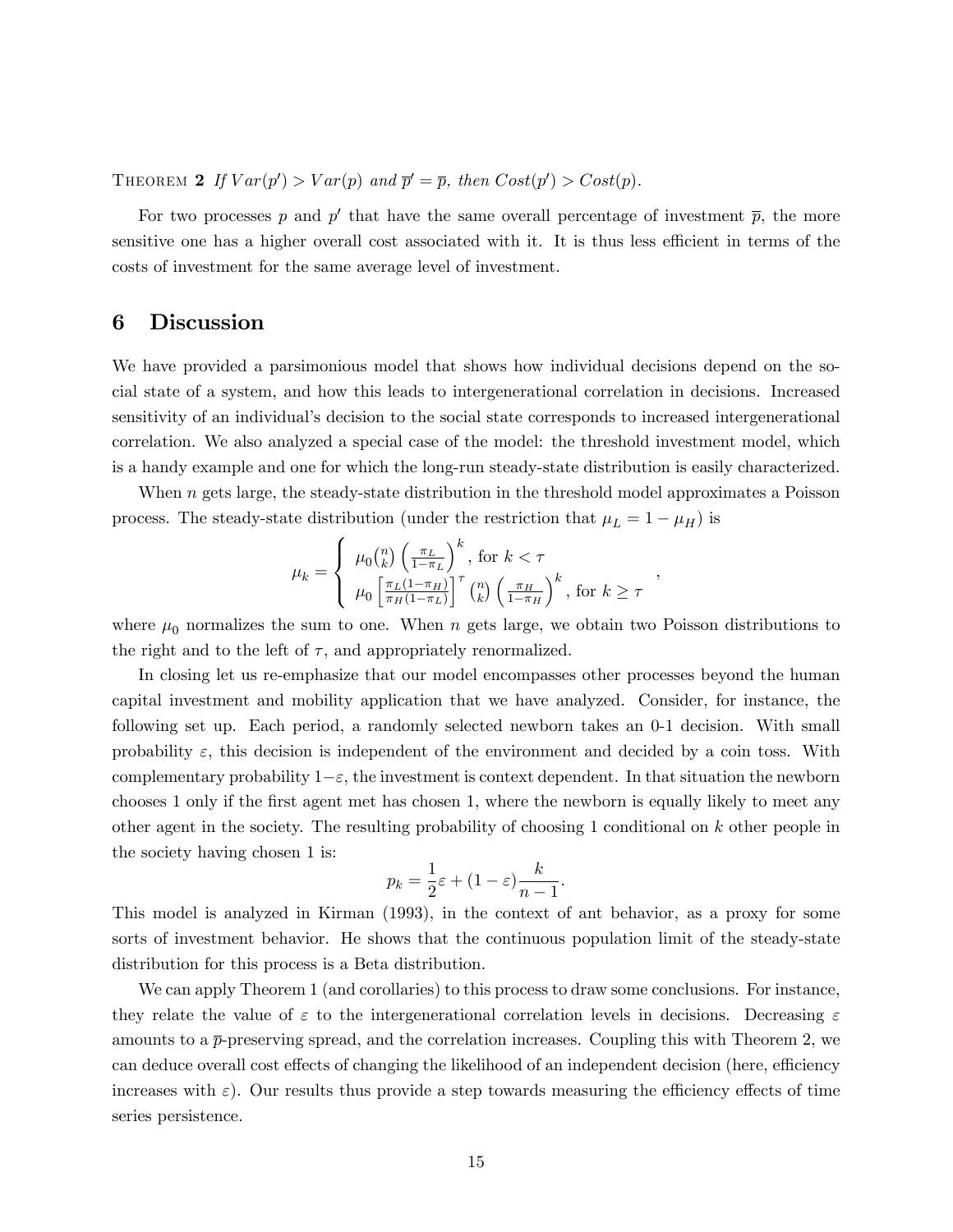THEOREM **2** *If $Var(p') > Var(p)$ and $\overline{p}' = \overline{p}$, then $Cost(p') > Cost(p)$.*

For two processes $p$ and $p'$ that have the same overall percentage of investment $\overline{p}$, the more sensitive one has a higher overall cost associated with it. It is thus less efficient in terms of the costs of investment for the same average level of investment.

## 6 Discussion

We have provided a parsimonious model that shows how individual decisions depend on the social state of a system, and how this leads to intergenerational correlation in decisions. Increased sensitivity of an individual's decision to the social state corresponds to increased intergenerational correlation. We also analyzed a special case of the model: the threshold investment model, which is a handy example and one for which the long-run steady-state distribution is easily characterized.

When $n$ gets large, the steady-state distribution in the threshold model approximates a Poisson process. The steady-state distribution (under the restriction that $\mu_L = 1 - \mu_H$) is

$$\mu_k = \begin{cases} \mu_0 \binom{n}{k} \left(\frac{\pi_L}{1-\pi_L}\right)^k, \text{ for } k < \tau \\ \mu_0 \left[\frac{\pi_L(1-\pi_H)}{\pi_H(1-\pi_L)}\right]^\tau \binom{n}{k} \left(\frac{\pi_H}{1-\pi_H}\right)^k, \text{ for } k \geq \tau \end{cases},$$

where $\mu_0$ normalizes the sum to one. When $n$ gets large, we obtain two Poisson distributions to the right and to the left of $\tau$, and appropriately renormalized.

In closing let us re-emphasize that our model encompasses other processes beyond the human capital investment and mobility application that we have analyzed. Consider, for instance, the following set up. Each period, a randomly selected newborn takes an 0-1 decision. With small probability $\varepsilon$, this decision is independent of the environment and decided by a coin toss. With complementary probability $1-\varepsilon$, the investment is context dependent. In that situation the newborn chooses 1 only if the first agent met has chosen 1, where the newborn is equally likely to meet any other agent in the society. The resulting probability of choosing 1 conditional on $k$ other people in the society having chosen 1 is:

$$p_k = \frac{1}{2}\varepsilon + (1-\varepsilon)\frac{k}{n-1}.$$

This model is analyzed in Kirman (1993), in the context of ant behavior, as a proxy for some sorts of investment behavior. He shows that the continuous population limit of the steady-state distribution for this process is a Beta distribution.

We can apply Theorem 1 (and corollaries) to this process to draw some conclusions. For instance, they relate the value of $\varepsilon$ to the intergenerational correlation levels in decisions. Decreasing $\varepsilon$ amounts to a $\overline{p}$-preserving spread, and the correlation increases. Coupling this with Theorem 2, we can deduce overall cost effects of changing the likelihood of an independent decision (here, efficiency increases with $\varepsilon$). Our results thus provide a step towards measuring the efficiency effects of time series persistence.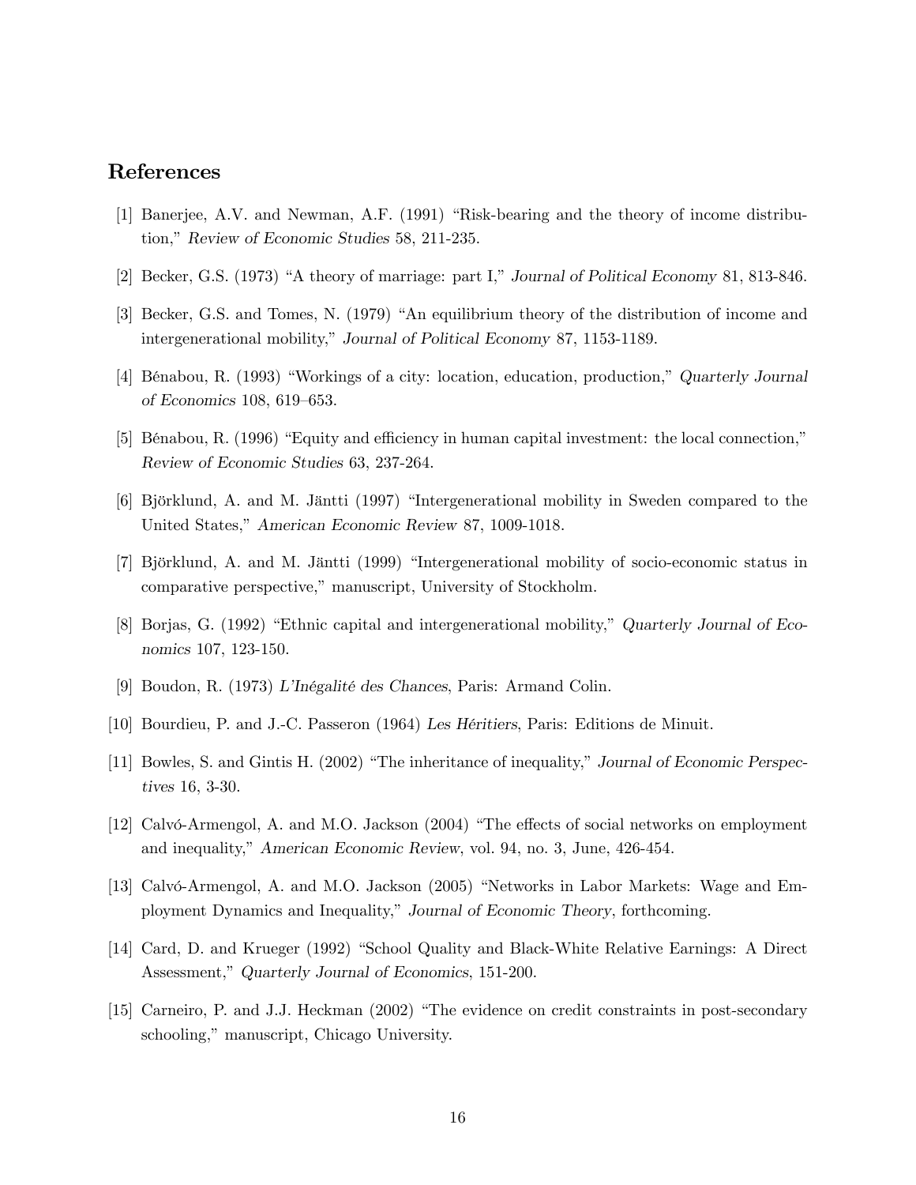## References

[1] Banerjee, A.V. and Newman, A.F. (1991) "Risk-bearing and the theory of income distribution," *Review of Economic Studies* 58, 211-235.

[2] Becker, G.S. (1973) "A theory of marriage: part I," *Journal of Political Economy* 81, 813-846.

[3] Becker, G.S. and Tomes, N. (1979) "An equilibrium theory of the distribution of income and intergenerational mobility," *Journal of Political Economy* 87, 1153-1189.

[4] Bénabou, R. (1993) "Workings of a city: location, education, production," *Quarterly Journal of Economics* 108, 619–653.

[5] Bénabou, R. (1996) "Equity and efficiency in human capital investment: the local connection," *Review of Economic Studies* 63, 237-264.

[6] Björklund, A. and M. Jäntti (1997) "Intergenerational mobility in Sweden compared to the United States," *American Economic Review* 87, 1009-1018.

[7] Björklund, A. and M. Jäntti (1999) "Intergenerational mobility of socio-economic status in comparative perspective," manuscript, University of Stockholm.

[8] Borjas, G. (1992) "Ethnic capital and intergenerational mobility," *Quarterly Journal of Economics* 107, 123-150.

[9] Boudon, R. (1973) *L'Inégalité des Chances*, Paris: Armand Colin.

[10] Bourdieu, P. and J.-C. Passeron (1964) *Les Héritiers*, Paris: Editions de Minuit.

[11] Bowles, S. and Gintis H. (2002) "The inheritance of inequality," *Journal of Economic Perspectives* 16, 3-30.

[12] Calvó-Armengol, A. and M.O. Jackson (2004) "The effects of social networks on employment and inequality," *American Economic Review*, vol. 94, no. 3, June, 426-454.

[13] Calvó-Armengol, A. and M.O. Jackson (2005) "Networks in Labor Markets: Wage and Employment Dynamics and Inequality," *Journal of Economic Theory*, forthcoming.

[14] Card, D. and Krueger (1992) "School Quality and Black-White Relative Earnings: A Direct Assessment," *Quarterly Journal of Economics*, 151-200.

[15] Carneiro, P. and J.J. Heckman (2002) "The evidence on credit constraints in post-secondary schooling," manuscript, Chicago University.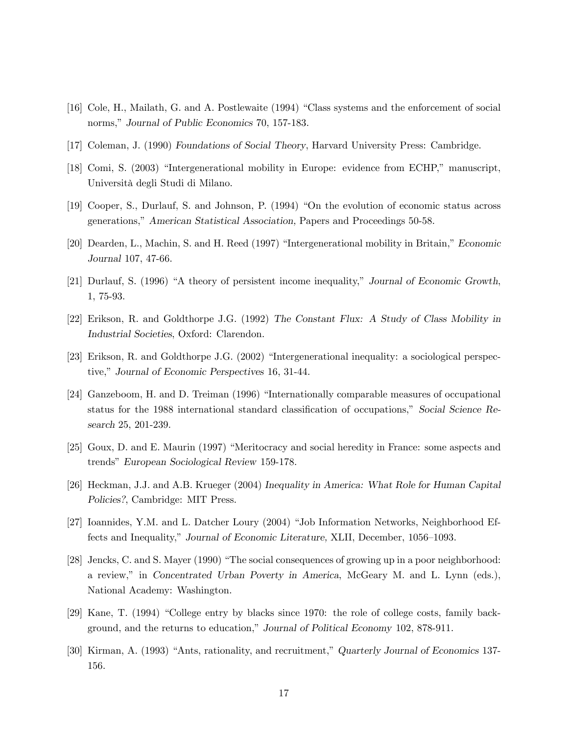[16] Cole, H., Mailath, G. and A. Postlewaite (1994) "Class systems and the enforcement of social norms," *Journal of Public Economics* 70, 157-183.

[17] Coleman, J. (1990) *Foundations of Social Theory*, Harvard University Press: Cambridge.

[18] Comi, S. (2003) "Intergenerational mobility in Europe: evidence from ECHP," manuscript, Università degli Studi di Milano.

[19] Cooper, S., Durlauf, S. and Johnson, P. (1994) "On the evolution of economic status across generations," *American Statistical Association*, Papers and Proceedings 50-58.

[20] Dearden, L., Machin, S. and H. Reed (1997) "Intergenerational mobility in Britain," *Economic Journal* 107, 47-66.

[21] Durlauf, S. (1996) "A theory of persistent income inequality," *Journal of Economic Growth*, 1, 75-93.

[22] Erikson, R. and Goldthorpe J.G. (1992) *The Constant Flux: A Study of Class Mobility in Industrial Societies*, Oxford: Clarendon.

[23] Erikson, R. and Goldthorpe J.G. (2002) "Intergenerational inequality: a sociological perspective," *Journal of Economic Perspectives* 16, 31-44.

[24] Ganzeboom, H. and D. Treiman (1996) "Internationally comparable measures of occupational status for the 1988 international standard classification of occupations," *Social Science Research* 25, 201-239.

[25] Goux, D. and E. Maurin (1997) "Meritocracy and social heredity in France: some aspects and trends" *European Sociological Review* 159-178.

[26] Heckman, J.J. and A.B. Krueger (2004) *Inequality in America: What Role for Human Capital Policies?*, Cambridge: MIT Press.

[27] Ioannides, Y.M. and L. Datcher Loury (2004) "Job Information Networks, Neighborhood Effects and Inequality," *Journal of Economic Literature*, XLII, December, 1056–1093.

[28] Jencks, C. and S. Mayer (1990) "The social consequences of growing up in a poor neighborhood: a review," in *Concentrated Urban Poverty in America*, McGeary M. and L. Lynn (eds.), National Academy: Washington.

[29] Kane, T. (1994) "College entry by blacks since 1970: the role of college costs, family background, and the returns to education," *Journal of Political Economy* 102, 878-911.

[30] Kirman, A. (1993) "Ants, rationality, and recruitment," *Quarterly Journal of Economics* 137-156.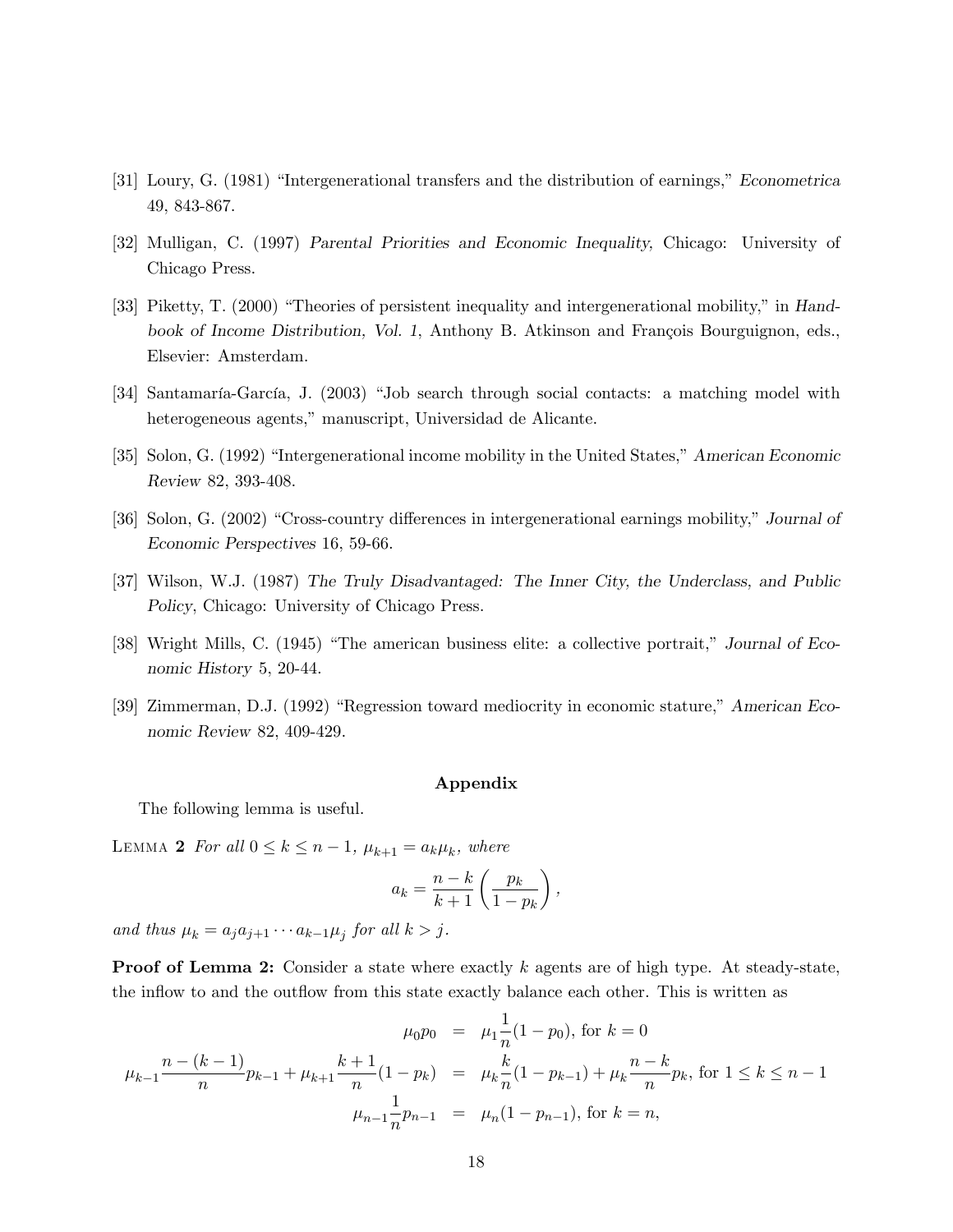[31] Loury, G. (1981) "Intergenerational transfers and the distribution of earnings," *Econometrica* 49, 843-867.

[32] Mulligan, C. (1997) *Parental Priorities and Economic Inequality*, Chicago: University of Chicago Press.

[33] Piketty, T. (2000) "Theories of persistent inequality and intergenerational mobility," in *Handbook of Income Distribution, Vol. 1*, Anthony B. Atkinson and François Bourguignon, eds., Elsevier: Amsterdam.

[34] Santamaría-García, J. (2003) "Job search through social contacts: a matching model with heterogeneous agents," manuscript, Universidad de Alicante.

[35] Solon, G. (1992) "Intergenerational income mobility in the United States," *American Economic Review* 82, 393-408.

[36] Solon, G. (2002) "Cross-country differences in intergenerational earnings mobility," *Journal of Economic Perspectives* 16, 59-66.

[37] Wilson, W.J. (1987) *The Truly Disadvantaged: The Inner City, the Underclass, and Public Policy*, Chicago: University of Chicago Press.

[38] Wright Mills, C. (1945) "The american business elite: a collective portrait," *Journal of Economic History* 5, 20-44.

[39] Zimmerman, D.J. (1992) "Regression toward mediocrity in economic stature," *American Economic Review* 82, 409-429.

## Appendix

The following lemma is useful.

LEMMA **2** *For all $0 \leq k \leq n-1$, $\mu_{k+1} = a_k \mu_k$, where*

$$a_k = \frac{n-k}{k+1}\left(\frac{p_k}{1-p_k}\right),$$

*and thus $\mu_k = a_j a_{j+1} \cdots a_{k-1} \mu_j$ for all $k > j$.*

**Proof of Lemma 2:** Consider a state where exactly $k$ agents are of high type. At steady-state, the inflow to and the outflow from this state exactly balance each other. This is written as

$$\begin{aligned}
\mu_0 p_0 &= \mu_1 \frac{1}{n}(1-p_0), \text{ for } k=0 \\
\mu_{k-1}\frac{n-(k-1)}{n}p_{k-1} + \mu_{k+1}\frac{k+1}{n}(1-p_k) &= \mu_k \frac{k}{n}(1-p_{k-1}) + \mu_k \frac{n-k}{n}p_k, \text{ for } 1 \leq k \leq n-1 \\
\mu_{n-1}\frac{1}{n}p_{n-1} &= \mu_n(1-p_{n-1}), \text{ for } k=n,
\end{aligned}$$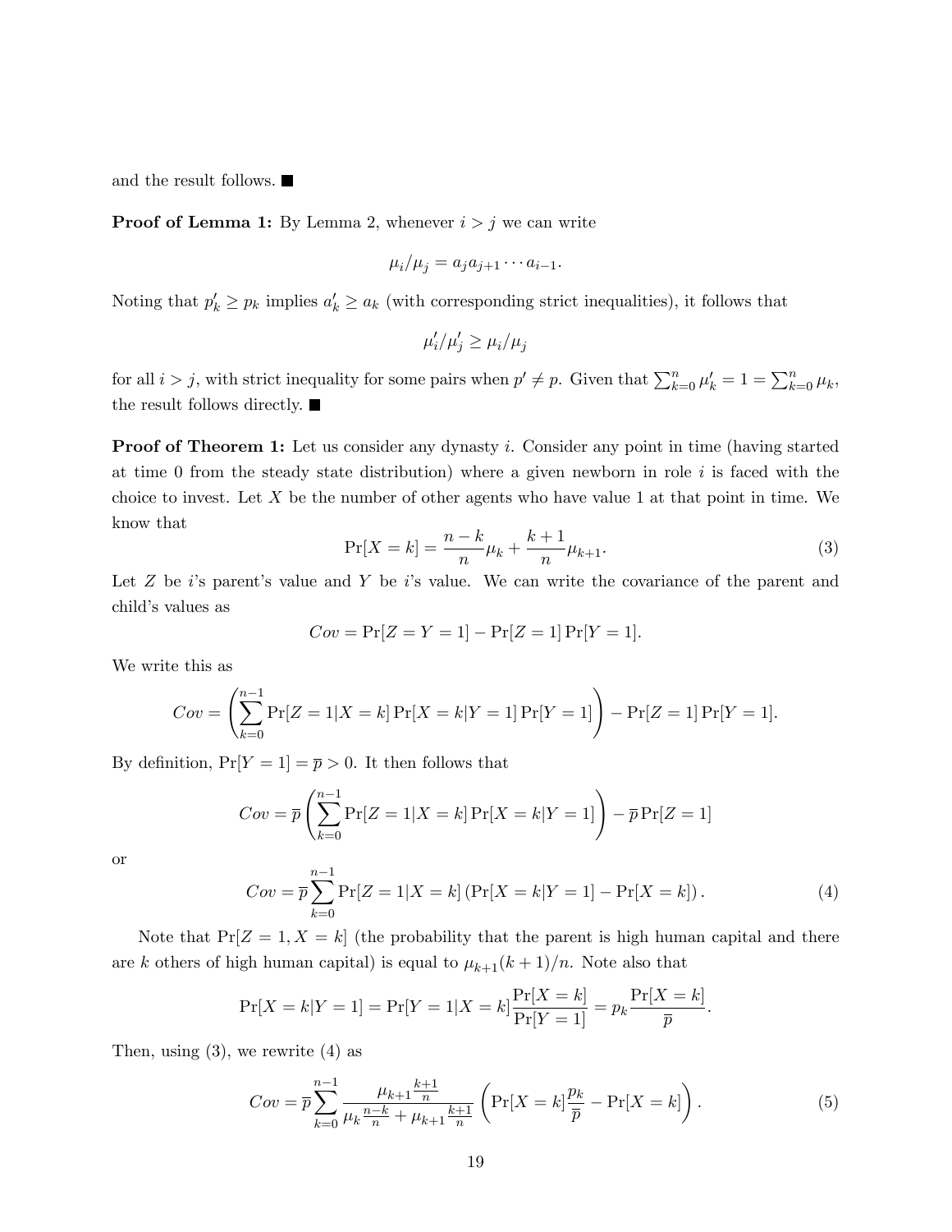and the result follows. ■

**Proof of Lemma 1:** By Lemma 2, whenever $i > j$ we can write

$$\mu_i/\mu_j = a_j a_{j+1} \cdots a_{i-1}.$$

Noting that $p'_k \geq p_k$ implies $a'_k \geq a_k$ (with corresponding strict inequalities), it follows that

$$\mu'_i/\mu'_j \geq \mu_i/\mu_j$$

for all $i > j$, with strict inequality for some pairs when $p' \neq p$. Given that $\sum_{k=0}^{n} \mu'_k = 1 = \sum_{k=0}^{n} \mu_k$, the result follows directly. ■

**Proof of Theorem 1:** Let us consider any dynasty $i$. Consider any point in time (having started at time 0 from the steady state distribution) where a given newborn in role $i$ is faced with the choice to invest. Let $X$ be the number of other agents who have value 1 at that point in time. We know that

$$\Pr[X = k] = \frac{n-k}{n}\mu_k + \frac{k+1}{n}\mu_{k+1}. \tag{3}$$

Let $Z$ be $i$'s parent's value and $Y$ be $i$'s value. We can write the covariance of the parent and child's values as

$$Cov = \Pr[Z = Y = 1] - \Pr[Z = 1]\Pr[Y = 1].$$

We write this as

$$Cov = \left(\sum_{k=0}^{n-1} \Pr[Z = 1|X = k]\Pr[X = k|Y = 1]\Pr[Y = 1]\right) - \Pr[Z = 1]\Pr[Y = 1].$$

By definition, $\Pr[Y = 1] = \overline{p} > 0$. It then follows that

$$Cov = \overline{p}\left(\sum_{k=0}^{n-1} \Pr[Z = 1|X = k]\Pr[X = k|Y = 1]\right) - \overline{p}\Pr[Z = 1]$$

or

$$Cov = \overline{p}\sum_{k=0}^{n-1} \Pr[Z = 1|X = k]\left(\Pr[X = k|Y = 1] - \Pr[X = k]\right). \tag{4}$$

Note that $\Pr[Z = 1, X = k]$ (the probability that the parent is high human capital and there are $k$ others of high human capital) is equal to $\mu_{k+1}(k+1)/n$. Note also that

$$\Pr[X = k|Y = 1] = \Pr[Y = 1|X = k]\frac{\Pr[X = k]}{\Pr[Y = 1]} = p_k\frac{\Pr[X = k]}{\overline{p}}.$$

Then, using (3), we rewrite (4) as

$$Cov = \overline{p}\sum_{k=0}^{n-1} \frac{\mu_{k+1}\frac{k+1}{n}}{\mu_k\frac{n-k}{n} + \mu_{k+1}\frac{k+1}{n}}\left(\Pr[X = k]\frac{p_k}{\overline{p}} - \Pr[X = k]\right). \tag{5}$$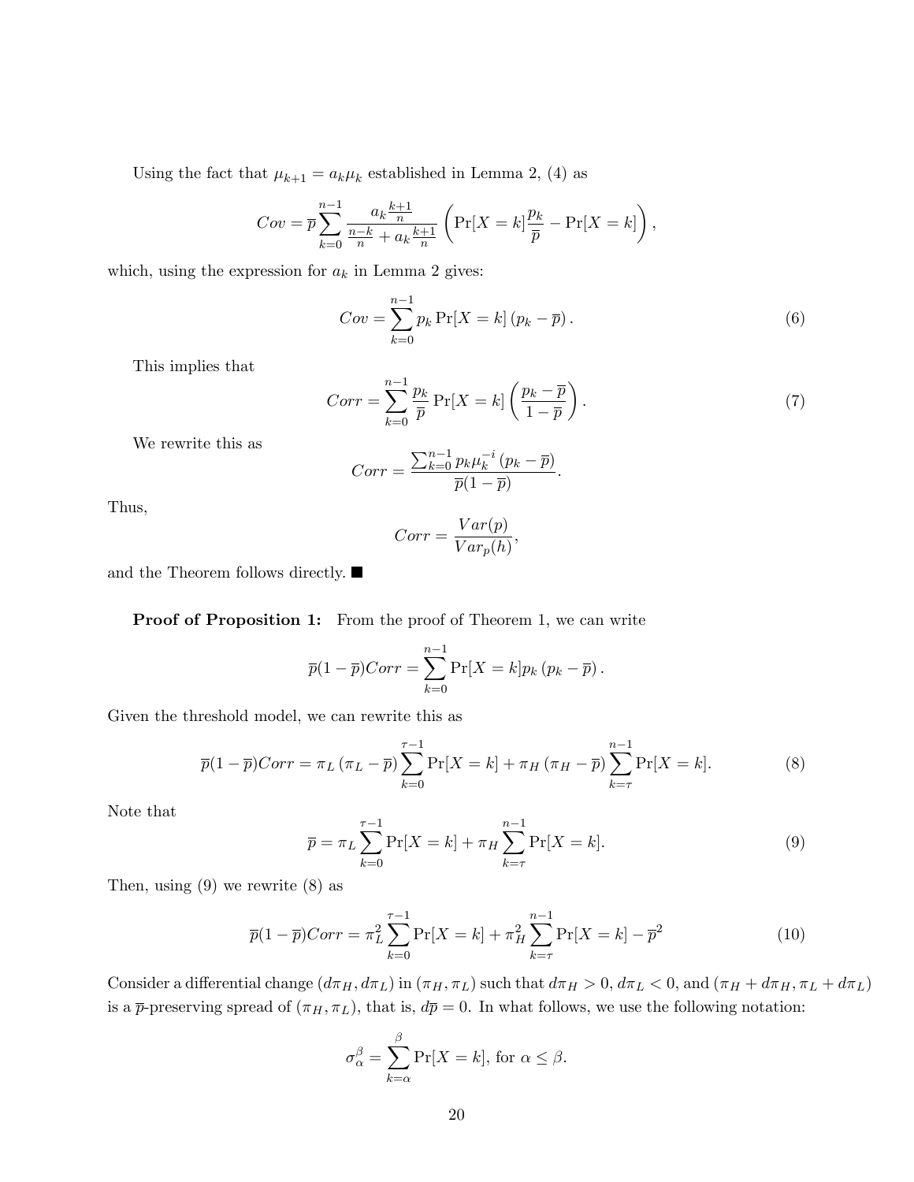Using the fact that $\mu_{k+1} = a_k \mu_k$ established in Lemma 2, (4) as

$$Cov = \overline{p} \sum_{k=0}^{n-1} \frac{a_k \frac{k+1}{n}}{\frac{n-k}{n} + a_k \frac{k+1}{n}} \left( \Pr[X = k] \frac{p_k}{\overline{p}} - \Pr[X = k] \right),$$

which, using the expression for $a_k$ in Lemma 2 gives:

$$Cov = \sum_{k=0}^{n-1} p_k \Pr[X = k] \left(p_k - \overline{p}\right). \tag{6}$$

This implies that

$$Corr = \sum_{k=0}^{n-1} \frac{p_k}{\overline{p}} \Pr[X = k] \left( \frac{p_k - \overline{p}}{1 - \overline{p}} \right). \tag{7}$$

We rewrite this as

$$Corr = \frac{\sum_{k=0}^{n-1} p_k \mu_k^{-i} \left(p_k - \overline{p}\right)}{\overline{p}(1 - \overline{p})}.$$

Thus,

$$Corr = \frac{Var(p)}{Var_p(h)},$$

and the Theorem follows directly. ■

**Proof of Proposition 1:** From the proof of Theorem 1, we can write

$$\overline{p}(1 - \overline{p}) Corr = \sum_{k=0}^{n-1} \Pr[X = k] p_k \left(p_k - \overline{p}\right).$$

Given the threshold model, we can rewrite this as

$$\overline{p}(1 - \overline{p}) Corr = \pi_L \left(\pi_L - \overline{p}\right) \sum_{k=0}^{\tau-1} \Pr[X = k] + \pi_H \left(\pi_H - \overline{p}\right) \sum_{k=\tau}^{n-1} \Pr[X = k]. \tag{8}$$

Note that

$$\overline{p} = \pi_L \sum_{k=0}^{\tau-1} \Pr[X = k] + \pi_H \sum_{k=\tau}^{n-1} \Pr[X = k]. \tag{9}$$

Then, using (9) we rewrite (8) as

$$\overline{p}(1 - \overline{p}) Corr = \pi_L^2 \sum_{k=0}^{\tau-1} \Pr[X = k] + \pi_H^2 \sum_{k=\tau}^{n-1} \Pr[X = k] - \overline{p}^2 \tag{10}$$

Consider a differential change $(d\pi_H, d\pi_L)$ in $(\pi_H, \pi_L)$ such that $d\pi_H > 0$, $d\pi_L < 0$, and $(\pi_H + d\pi_H, \pi_L + d\pi_L)$ is a $\overline{p}$-preserving spread of $(\pi_H, \pi_L)$, that is, $d\overline{p} = 0$. In what follows, we use the following notation:

$$\sigma_\alpha^\beta = \sum_{k=\alpha}^{\beta} \Pr[X = k], \text{ for } \alpha \leq \beta.$$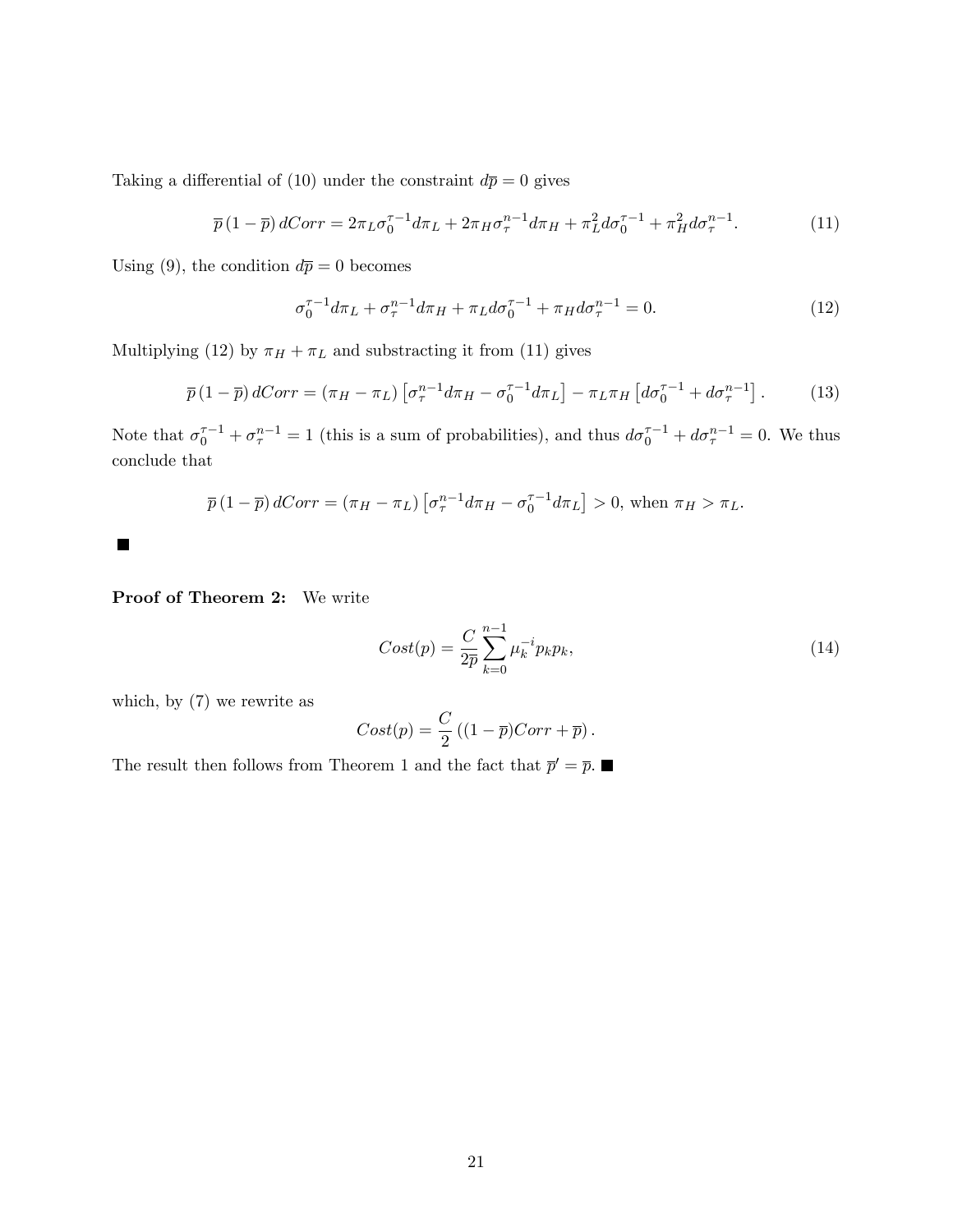Taking a differential of (10) under the constraint $d\overline{p} = 0$ gives

$$\overline{p}\,(1-\overline{p})\,dCorr = 2\pi_L \sigma_0^{\tau-1} d\pi_L + 2\pi_H \sigma_\tau^{n-1} d\pi_H + \pi_L^2 d\sigma_0^{\tau-1} + \pi_H^2 d\sigma_\tau^{n-1}. \tag{11}$$

Using (9), the condition $d\overline{p} = 0$ becomes

$$\sigma_0^{\tau-1} d\pi_L + \sigma_\tau^{n-1} d\pi_H + \pi_L d\sigma_0^{\tau-1} + \pi_H d\sigma_\tau^{n-1} = 0. \tag{12}$$

Multiplying (12) by $\pi_H + \pi_L$ and substracting it from (11) gives

$$\overline{p}\,(1-\overline{p})\,dCorr = (\pi_H - \pi_L)\left[\sigma_\tau^{n-1} d\pi_H - \sigma_0^{\tau-1} d\pi_L\right] - \pi_L \pi_H \left[d\sigma_0^{\tau-1} + d\sigma_\tau^{n-1}\right]. \tag{13}$$

Note that $\sigma_0^{\tau-1} + \sigma_\tau^{n-1} = 1$ (this is a sum of probabilities), and thus $d\sigma_0^{\tau-1} + d\sigma_\tau^{n-1} = 0$. We thus conclude that

$$\overline{p}\,(1-\overline{p})\,dCorr = (\pi_H - \pi_L)\left[\sigma_\tau^{n-1} d\pi_H - \sigma_0^{\tau-1} d\pi_L\right] > 0, \text{ when } \pi_H > \pi_L.$$

■

**Proof of Theorem 2:** We write

$$Cost(p) = \frac{C}{2\overline{p}} \sum_{k=0}^{n-1} \mu_k^{-i} p_k p_k, \tag{14}$$

which, by (7) we rewrite as

$$Cost(p) = \frac{C}{2}\left((1-\overline{p})Corr + \overline{p}\right).$$

The result then follows from Theorem 1 and the fact that $\overline{p}' = \overline{p}$. ■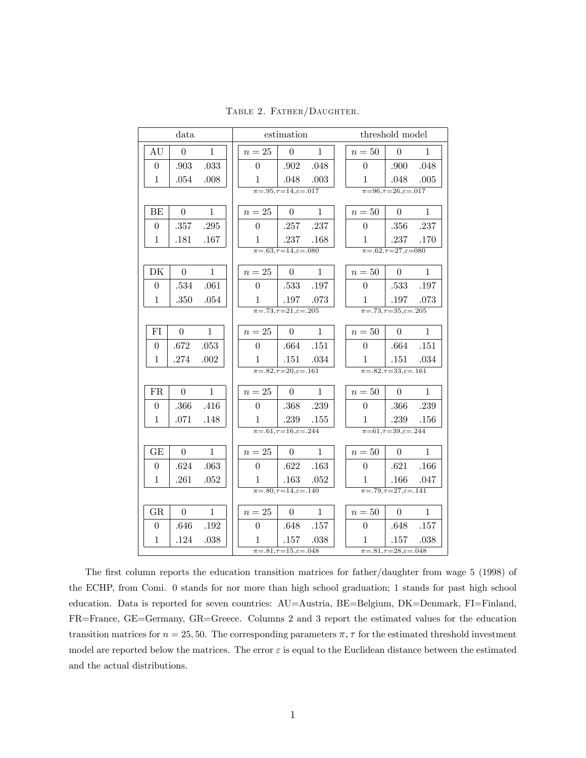Table 2. Father/Daughter.

| data | | | estimation | | | threshold model | | |
|---|---|---|---|---|---|---|---|---|
| AU | 0 | 1 | $n=25$ | 0 | 1 | $n=50$ | 0 | 1 |
| 0 | .903 | .033 | 0 | .902 | .048 | 0 | .900 | .048 |
| 1 | .054 | .008 | 1 | .048 | .003 | 1 | .048 | .005 |
| | | | $\pi$=.95,$\tau$=14,$\varepsilon$=.017 | | | $\pi$=96,$\tau$=26,$\varepsilon$=.017 | | |
| BE | 0 | 1 | $n=25$ | 0 | 1 | $n=50$ | 0 | 1 |
| 0 | .357 | .295 | 0 | .257 | .237 | 0 | .356 | .237 |
| 1 | .181 | .167 | 1 | .237 | .168 | 1 | .237 | .170 |
| | | | $\pi$=.63,$\tau$=14,$\varepsilon$=.080 | | | $\pi$=.62,$\tau$=27,$\varepsilon$=080 | | |
| DK | 0 | 1 | $n=25$ | 0 | 1 | $n=50$ | 0 | 1 |
| 0 | .534 | .061 | 0 | .533 | .197 | 0 | .533 | .197 |
| 1 | .350 | .054 | 1 | .197 | .073 | 1 | .197 | .073 |
| | | | $\pi$=.73,$\tau$=21,$\varepsilon$=.205 | | | $\pi$=.73,$\tau$=35,$\varepsilon$=.205 | | |
| FI | 0 | 1 | $n=25$ | 0 | 1 | $n=50$ | 0 | 1 |
| 0 | .672 | .053 | 0 | .664 | .151 | 0 | .664 | .151 |
| 1 | .274 | .002 | 1 | .151 | .034 | 1 | .151 | .034 |
| | | | $\pi$=.82,$\tau$=20,$\varepsilon$=.161 | | | $\pi$=.82,$\tau$=33,$\varepsilon$=.161 | | |
| FR | 0 | 1 | $n=25$ | 0 | 1 | $n=50$ | 0 | 1 |
| 0 | .366 | .416 | 0 | .368 | .239 | 0 | .366 | .239 |
| 1 | .071 | .148 | 1 | .239 | .155 | 1 | .239 | .156 |
| | | | $\pi$=.61,$\tau$=16,$\varepsilon$=.244 | | | $\pi$=61,$\tau$=39,$\varepsilon$=.244 | | |
| GE | 0 | 1 | $n=25$ | 0 | 1 | $n=50$ | 0 | 1 |
| 0 | .624 | .063 | 0 | .622 | .163 | 0 | .621 | .166 |
| 1 | .261 | .052 | 1 | .163 | .052 | 1 | .166 | .047 |
| | | | $\pi$=.80,$\tau$=14,$\varepsilon$=.140 | | | $\pi$=.79,$\tau$=27,$\varepsilon$=.141 | | |
| GR | 0 | 1 | $n=25$ | 0 | 1 | $n=50$ | 0 | 1 |
| 0 | .646 | .192 | 0 | .648 | .157 | 0 | .648 | .157 |
| 1 | .124 | .038 | 1 | .157 | .038 | 1 | .157 | .038 |
| | | | $\pi$=.81,$\tau$=15,$\varepsilon$=.048 | | | $\pi$=.81,$\tau$=28,$\varepsilon$=.048 | | |

The first column reports the education transition matrices for father/daughter from wage 5 (1998) of the ECHP, from Comi. 0 stands for nor more than high school graduation; 1 stands for past high school education. Data is reported for seven countries: AU=Austria, BE=Belgium, DK=Denmark, FI=Finland, FR=France, GE=Germany, GR=Greece. Columns 2 and 3 report the estimated values for the education transition matrices for $n = 25, 50$. The corresponding parameters $\pi, \tau$ for the estimated threshold investment model are reported below the matrices. The error $\varepsilon$ is equal to the Euclidean distance between the estimated and the actual distributions.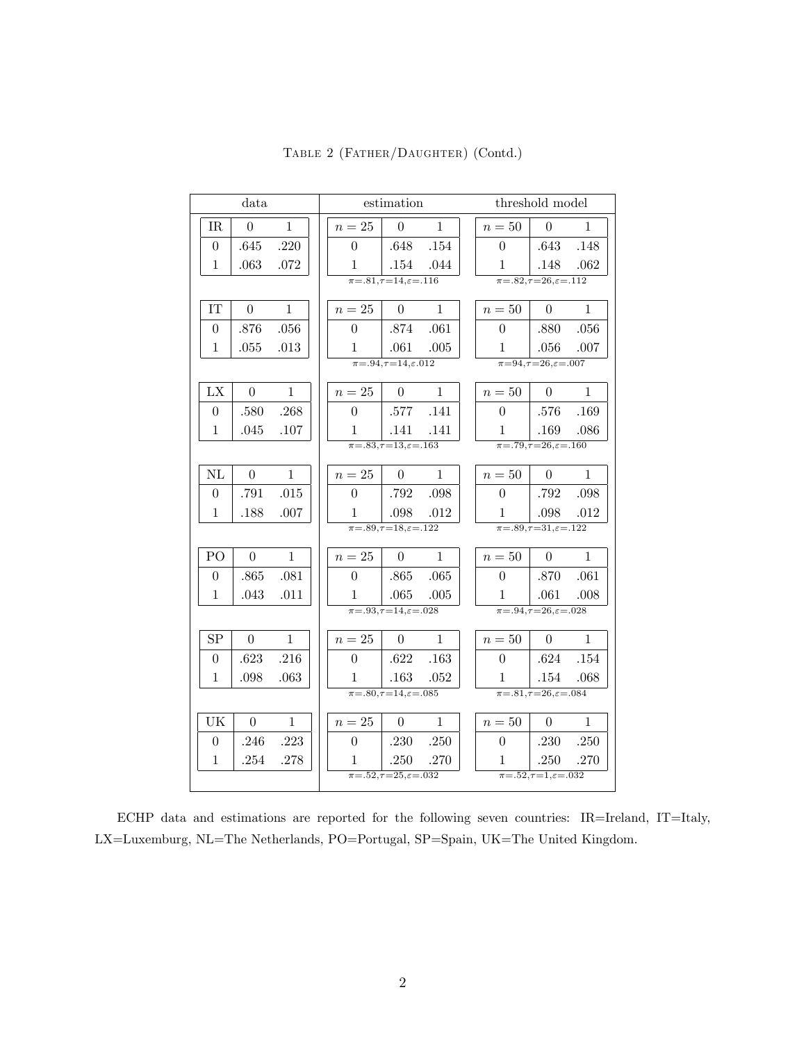Table 2 (Father/Daughter) (Contd.)

| data | | | estimation | | | threshold model | | |
|---|---|---|---|---|---|---|---|---|
| IR | 0 | 1 | $n = 25$ | 0 | 1 | $n = 50$ | 0 | 1 |
| 0 | .645 | .220 | 0 | .648 | .154 | 0 | .643 | .148 |
| 1 | .063 | .072 | 1 | .154 | .044 | 1 | .148 | .062 |
| | | | $\pi$=.81,$\tau$=14,$\varepsilon$=.116 | | | $\pi$=.82,$\tau$=26,$\varepsilon$=.112 | | |
| IT | 0 | 1 | $n = 25$ | 0 | 1 | $n = 50$ | 0 | 1 |
| 0 | .876 | .056 | 0 | .874 | .061 | 0 | .880 | .056 |
| 1 | .055 | .013 | 1 | .061 | .005 | 1 | .056 | .007 |
| | | | $\pi$=.94,$\tau$=14,$\varepsilon$.012 | | | $\pi$=94,$\tau$=26,$\varepsilon$=.007 | | |
| LX | 0 | 1 | $n = 25$ | 0 | 1 | $n = 50$ | 0 | 1 |
| 0 | .580 | .268 | 0 | .577 | .141 | 0 | .576 | .169 |
| 1 | .045 | .107 | 1 | .141 | .141 | 1 | .169 | .086 |
| | | | $\pi$=.83,$\tau$=13,$\varepsilon$=.163 | | | $\pi$=.79,$\tau$=26,$\varepsilon$=.160 | | |
| NL | 0 | 1 | $n = 25$ | 0 | 1 | $n = 50$ | 0 | 1 |
| 0 | .791 | .015 | 0 | .792 | .098 | 0 | .792 | .098 |
| 1 | .188 | .007 | 1 | .098 | .012 | 1 | .098 | .012 |
| | | | $\pi$=.89,$\tau$=18,$\varepsilon$=.122 | | | $\pi$=.89,$\tau$=31,$\varepsilon$=.122 | | |
| PO | 0 | 1 | $n = 25$ | 0 | 1 | $n = 50$ | 0 | 1 |
| 0 | .865 | .081 | 0 | .865 | .065 | 0 | .870 | .061 |
| 1 | .043 | .011 | 1 | .065 | .005 | 1 | .061 | .008 |
| | | | $\pi$=.93,$\tau$=14,$\varepsilon$=.028 | | | $\pi$=.94,$\tau$=26,$\varepsilon$=.028 | | |
| SP | 0 | 1 | $n = 25$ | 0 | 1 | $n = 50$ | 0 | 1 |
| 0 | .623 | .216 | 0 | .622 | .163 | 0 | .624 | .154 |
| 1 | .098 | .063 | 1 | .163 | .052 | 1 | .154 | .068 |
| | | | $\pi$=.80,$\tau$=14,$\varepsilon$=.085 | | | $\pi$=.81,$\tau$=26,$\varepsilon$=.084 | | |
| UK | 0 | 1 | $n = 25$ | 0 | 1 | $n = 50$ | 0 | 1 |
| 0 | .246 | .223 | 0 | .230 | .250 | 0 | .230 | .250 |
| 1 | .254 | .278 | 1 | .250 | .270 | 1 | .250 | .270 |
| | | | $\pi$=.52,$\tau$=25,$\varepsilon$=.032 | | | $\pi$=.52,$\tau$=1,$\varepsilon$=.032 | | |

ECHP data and estimations are reported for the following seven countries: IR=Ireland, IT=Italy, LX=Luxemburg, NL=The Netherlands, PO=Portugal, SP=Spain, UK=The United Kingdom.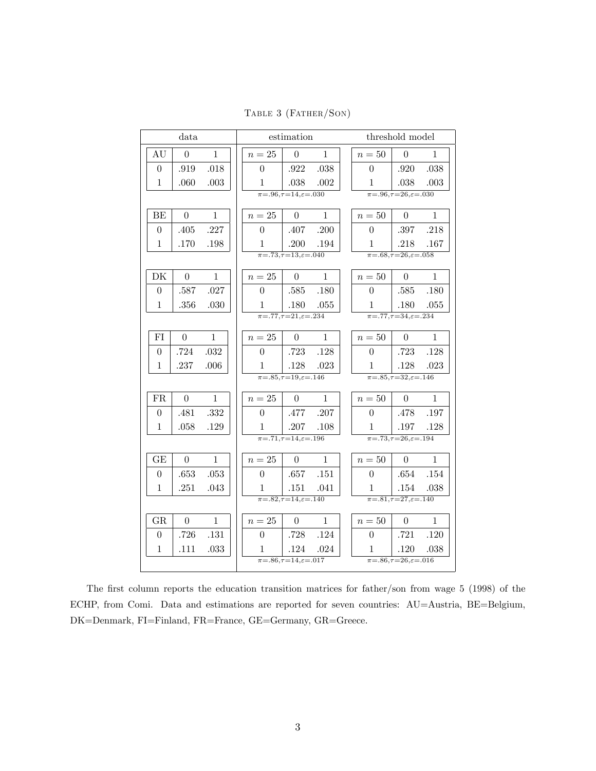Table 3 (Father/Son)

| data | | | estimation | | | threshold model | | |
|---|---|---|---|---|---|---|---|---|
| AU | 0 | 1 | $n = 25$ | 0 | 1 | $n = 50$ | 0 | 1 |
| 0 | .919 | .018 | 0 | .922 | .038 | 0 | .920 | .038 |
| 1 | .060 | .003 | 1 | .038 | .002 | 1 | .038 | .003 |
| | | | $\pi$=.96,$\tau$=14,$\varepsilon$=.030 | | | $\pi$=.96,$\tau$=26,$\varepsilon$=.030 | | |
| BE | 0 | 1 | $n = 25$ | 0 | 1 | $n = 50$ | 0 | 1 |
| 0 | .405 | .227 | 0 | .407 | .200 | 0 | .397 | .218 |
| 1 | .170 | .198 | 1 | .200 | .194 | 1 | .218 | .167 |
| | | | $\pi$=.73,$\tau$=13,$\varepsilon$=.040 | | | $\pi$=.68,$\tau$=26,$\varepsilon$=.058 | | |
| DK | 0 | 1 | $n = 25$ | 0 | 1 | $n = 50$ | 0 | 1 |
| 0 | .587 | .027 | 0 | .585 | .180 | 0 | .585 | .180 |
| 1 | .356 | .030 | 1 | .180 | .055 | 1 | .180 | .055 |
| | | | $\pi$=.77,$\tau$=21,$\varepsilon$=.234 | | | $\pi$=.77,$\tau$=34,$\varepsilon$=.234 | | |
| FI | 0 | 1 | $n = 25$ | 0 | 1 | $n = 50$ | 0 | 1 |
| 0 | .724 | .032 | 0 | .723 | .128 | 0 | .723 | .128 |
| 1 | .237 | .006 | 1 | .128 | .023 | 1 | .128 | .023 |
| | | | $\pi$=.85,$\tau$=19,$\varepsilon$=.146 | | | $\pi$=.85,$\tau$=32,$\varepsilon$=.146 | | |
| FR | 0 | 1 | $n = 25$ | 0 | 1 | $n = 50$ | 0 | 1 |
| 0 | .481 | .332 | 0 | .477 | .207 | 0 | .478 | .197 |
| 1 | .058 | .129 | 1 | .207 | .108 | 1 | .197 | .128 |
| | | | $\pi$=.71,$\tau$=14,$\varepsilon$=.196 | | | $\pi$=.73,$\tau$=26,$\varepsilon$=.194 | | |
| GE | 0 | 1 | $n = 25$ | 0 | 1 | $n = 50$ | 0 | 1 |
| 0 | .653 | .053 | 0 | .657 | .151 | 0 | .654 | .154 |
| 1 | .251 | .043 | 1 | .151 | .041 | 1 | .154 | .038 |
| | | | $\pi$=.82,$\tau$=14,$\varepsilon$=.140 | | | $\pi$=.81,$\tau$=27,$\varepsilon$=.140 | | |
| GR | 0 | 1 | $n = 25$ | 0 | 1 | $n = 50$ | 0 | 1 |
| 0 | .726 | .131 | 0 | .728 | .124 | 0 | .721 | .120 |
| 1 | .111 | .033 | 1 | .124 | .024 | 1 | .120 | .038 |
| | | | $\pi$=.86,$\tau$=14,$\varepsilon$=.017 | | | $\pi$=.86,$\tau$=26,$\varepsilon$=.016 | | |

The first column reports the education transition matrices for father/son from wage 5 (1998) of the ECHP, from Comi. Data and estimations are reported for seven countries: AU=Austria, BE=Belgium, DK=Denmark, FI=Finland, FR=France, GE=Germany, GR=Greece.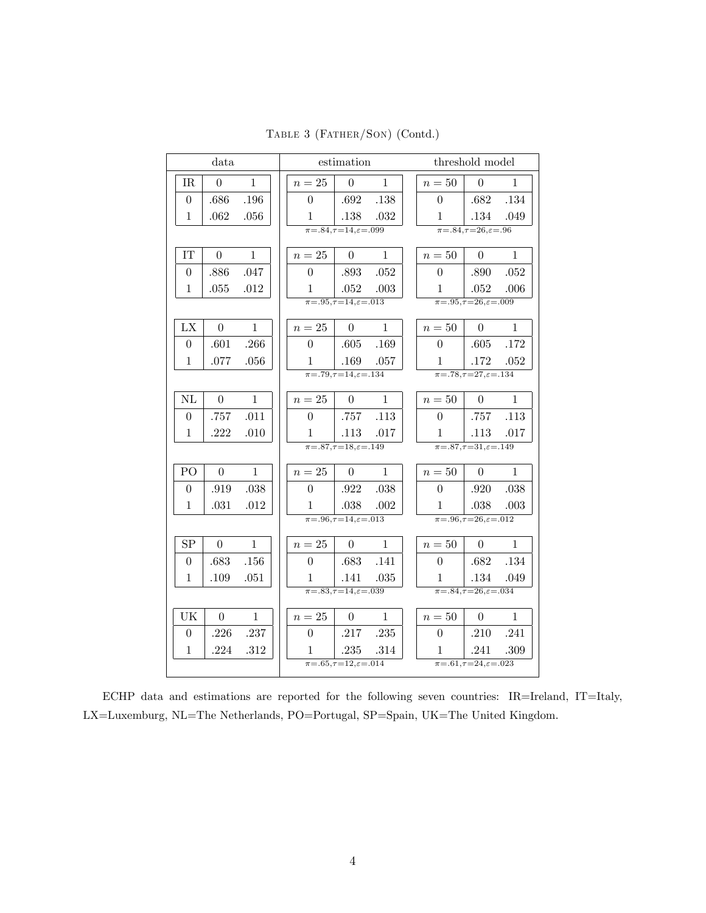TABLE 3 (FATHER/SON) (Contd.)

| data | | | estimation | | | threshold model | | |
|---|---|---|---|---|---|---|---|---|
| IR | 0 | 1 | $n=25$ | 0 | 1 | $n=50$ | 0 | 1 |
| 0 | .686 | .196 | 0 | .692 | .138 | 0 | .682 | .134 |
| 1 | .062 | .056 | 1 | .138 | .032 | 1 | .134 | .049 |
| | | | $\pi$=.84,$\tau$=14,$\varepsilon$=.099 | | | $\pi$=.84,$\tau$=26,$\varepsilon$=.96 | | |
| IT | 0 | 1 | $n=25$ | 0 | 1 | $n=50$ | 0 | 1 |
| 0 | .886 | .047 | 0 | .893 | .052 | 0 | .890 | .052 |
| 1 | .055 | .012 | 1 | .052 | .003 | 1 | .052 | .006 |
| | | | $\pi$=.95,$\tau$=14,$\varepsilon$=.013 | | | $\pi$=.95,$\tau$=26,$\varepsilon$=.009 | | |
| LX | 0 | 1 | $n=25$ | 0 | 1 | $n=50$ | 0 | 1 |
| 0 | .601 | .266 | 0 | .605 | .169 | 0 | .605 | .172 |
| 1 | .077 | .056 | 1 | .169 | .057 | 1 | .172 | .052 |
| | | | $\pi$=.79,$\tau$=14,$\varepsilon$=.134 | | | $\pi$=.78,$\tau$=27,$\varepsilon$=.134 | | |
| NL | 0 | 1 | $n=25$ | 0 | 1 | $n=50$ | 0 | 1 |
| 0 | .757 | .011 | 0 | .757 | .113 | 0 | .757 | .113 |
| 1 | .222 | .010 | 1 | .113 | .017 | 1 | .113 | .017 |
| | | | $\pi$=.87,$\tau$=18,$\varepsilon$=.149 | | | $\pi$=.87,$\tau$=31,$\varepsilon$=.149 | | |
| PO | 0 | 1 | $n=25$ | 0 | 1 | $n=50$ | 0 | 1 |
| 0 | .919 | .038 | 0 | .922 | .038 | 0 | .920 | .038 |
| 1 | .031 | .012 | 1 | .038 | .002 | 1 | .038 | .003 |
| | | | $\pi$=.96,$\tau$=14,$\varepsilon$=.013 | | | $\pi$=.96,$\tau$=26,$\varepsilon$=.012 | | |
| SP | 0 | 1 | $n=25$ | 0 | 1 | $n=50$ | 0 | 1 |
| 0 | .683 | .156 | 0 | .683 | .141 | 0 | .682 | .134 |
| 1 | .109 | .051 | 1 | .141 | .035 | 1 | .134 | .049 |
| | | | $\pi$=.83,$\tau$=14,$\varepsilon$=.039 | | | $\pi$=.84,$\tau$=26,$\varepsilon$=.034 | | |
| UK | 0 | 1 | $n=25$ | 0 | 1 | $n=50$ | 0 | 1 |
| 0 | .226 | .237 | 0 | .217 | .235 | 0 | .210 | .241 |
| 1 | .224 | .312 | 1 | .235 | .314 | 1 | .241 | .309 |
| | | | $\pi$=.65,$\tau$=12,$\varepsilon$=.014 | | | $\pi$=.61,$\tau$=24,$\varepsilon$=.023 | | |

ECHP data and estimations are reported for the following seven countries: IR=Ireland, IT=Italy, LX=Luxemburg, NL=The Netherlands, PO=Portugal, SP=Spain, UK=The United Kingdom.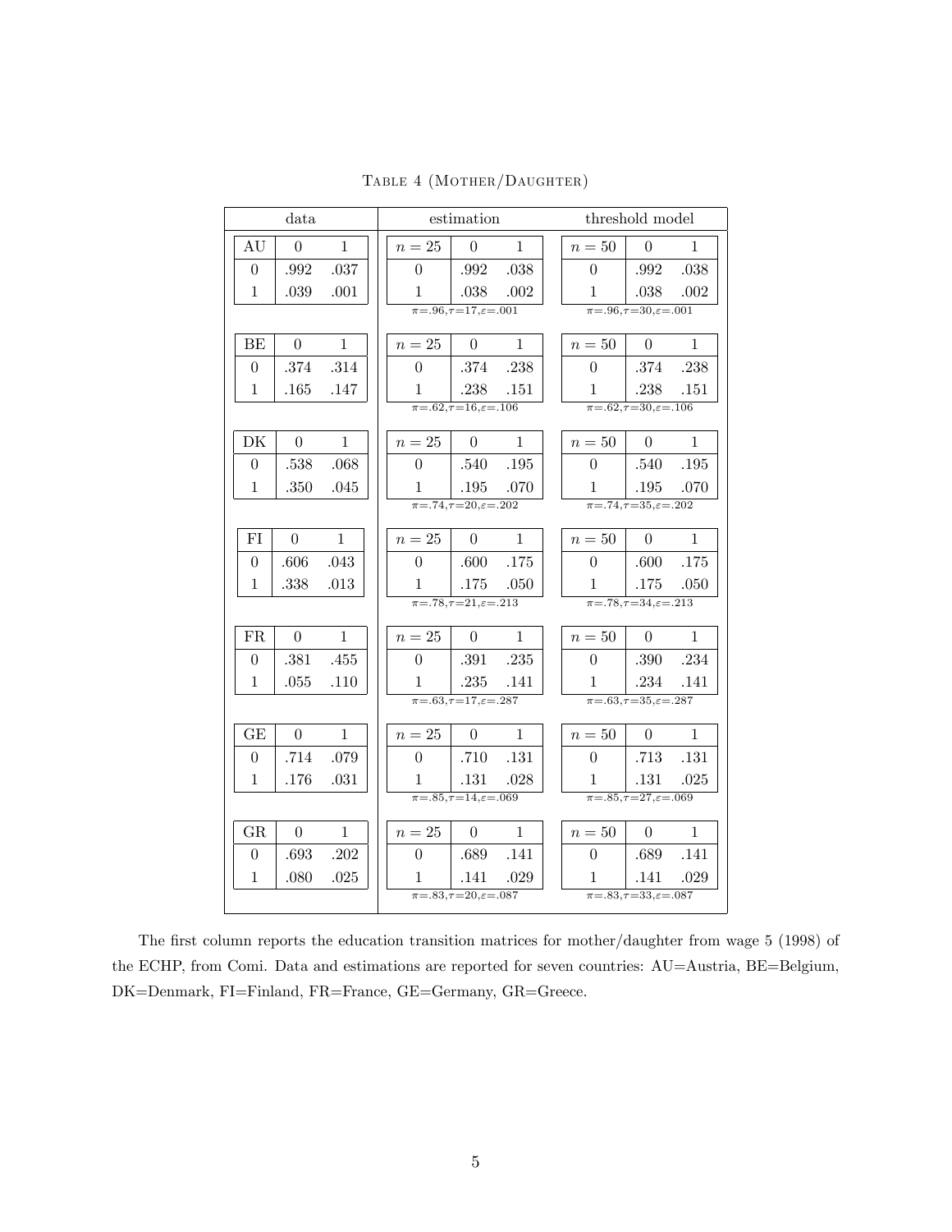TABLE 4 (MOTHER/DAUGHTER)

| data | | | estimation | | | threshold model | | |
|---|---|---|---|---|---|---|---|---|
| AU | 0 | 1 | $n = 25$ | 0 | 1 | $n = 50$ | 0 | 1 |
| 0 | .992 | .037 | 0 | .992 | .038 | 0 | .992 | .038 |
| 1 | .039 | .001 | 1 | .038 | .002 | 1 | .038 | .002 |
| | | | $\pi$=.96, $\tau$=17, $\varepsilon$=.001 | | | $\pi$=.96, $\tau$=30, $\varepsilon$=.001 | | |
| BE | 0 | 1 | $n = 25$ | 0 | 1 | $n = 50$ | 0 | 1 |
| 0 | .374 | .314 | 0 | .374 | .238 | 0 | .374 | .238 |
| 1 | .165 | .147 | 1 | .238 | .151 | 1 | .238 | .151 |
| | | | $\pi$=.62, $\tau$=16, $\varepsilon$=.106 | | | $\pi$=.62, $\tau$=30, $\varepsilon$=.106 | | |
| DK | 0 | 1 | $n = 25$ | 0 | 1 | $n = 50$ | 0 | 1 |
| 0 | .538 | .068 | 0 | .540 | .195 | 0 | .540 | .195 |
| 1 | .350 | .045 | 1 | .195 | .070 | 1 | .195 | .070 |
| | | | $\pi$=.74, $\tau$=20, $\varepsilon$=.202 | | | $\pi$=.74, $\tau$=35, $\varepsilon$=.202 | | |
| FI | 0 | 1 | $n = 25$ | 0 | 1 | $n = 50$ | 0 | 1 |
| 0 | .606 | .043 | 0 | .600 | .175 | 0 | .600 | .175 |
| 1 | .338 | .013 | 1 | .175 | .050 | 1 | .175 | .050 |
| | | | $\pi$=.78, $\tau$=21, $\varepsilon$=.213 | | | $\pi$=.78, $\tau$=34, $\varepsilon$=.213 | | |
| FR | 0 | 1 | $n = 25$ | 0 | 1 | $n = 50$ | 0 | 1 |
| 0 | .381 | .455 | 0 | .391 | .235 | 0 | .390 | .234 |
| 1 | .055 | .110 | 1 | .235 | .141 | 1 | .234 | .141 |
| | | | $\pi$=.63, $\tau$=17, $\varepsilon$=.287 | | | $\pi$=.63, $\tau$=35, $\varepsilon$=.287 | | |
| GE | 0 | 1 | $n = 25$ | 0 | 1 | $n = 50$ | 0 | 1 |
| 0 | .714 | .079 | 0 | .710 | .131 | 0 | .713 | .131 |
| 1 | .176 | .031 | 1 | .131 | .028 | 1 | .131 | .025 |
| | | | $\pi$=.85, $\tau$=14, $\varepsilon$=.069 | | | $\pi$=.85, $\tau$=27, $\varepsilon$=.069 | | |
| GR | 0 | 1 | $n = 25$ | 0 | 1 | $n = 50$ | 0 | 1 |
| 0 | .693 | .202 | 0 | .689 | .141 | 0 | .689 | .141 |
| 1 | .080 | .025 | 1 | .141 | .029 | 1 | .141 | .029 |
| | | | $\pi$=.83, $\tau$=20, $\varepsilon$=.087 | | | $\pi$=.83, $\tau$=33, $\varepsilon$=.087 | | |

The first column reports the education transition matrices for mother/daughter from wage 5 (1998) of the ECHP, from Comi. Data and estimations are reported for seven countries: AU=Austria, BE=Belgium, DK=Denmark, FI=Finland, FR=France, GE=Germany, GR=Greece.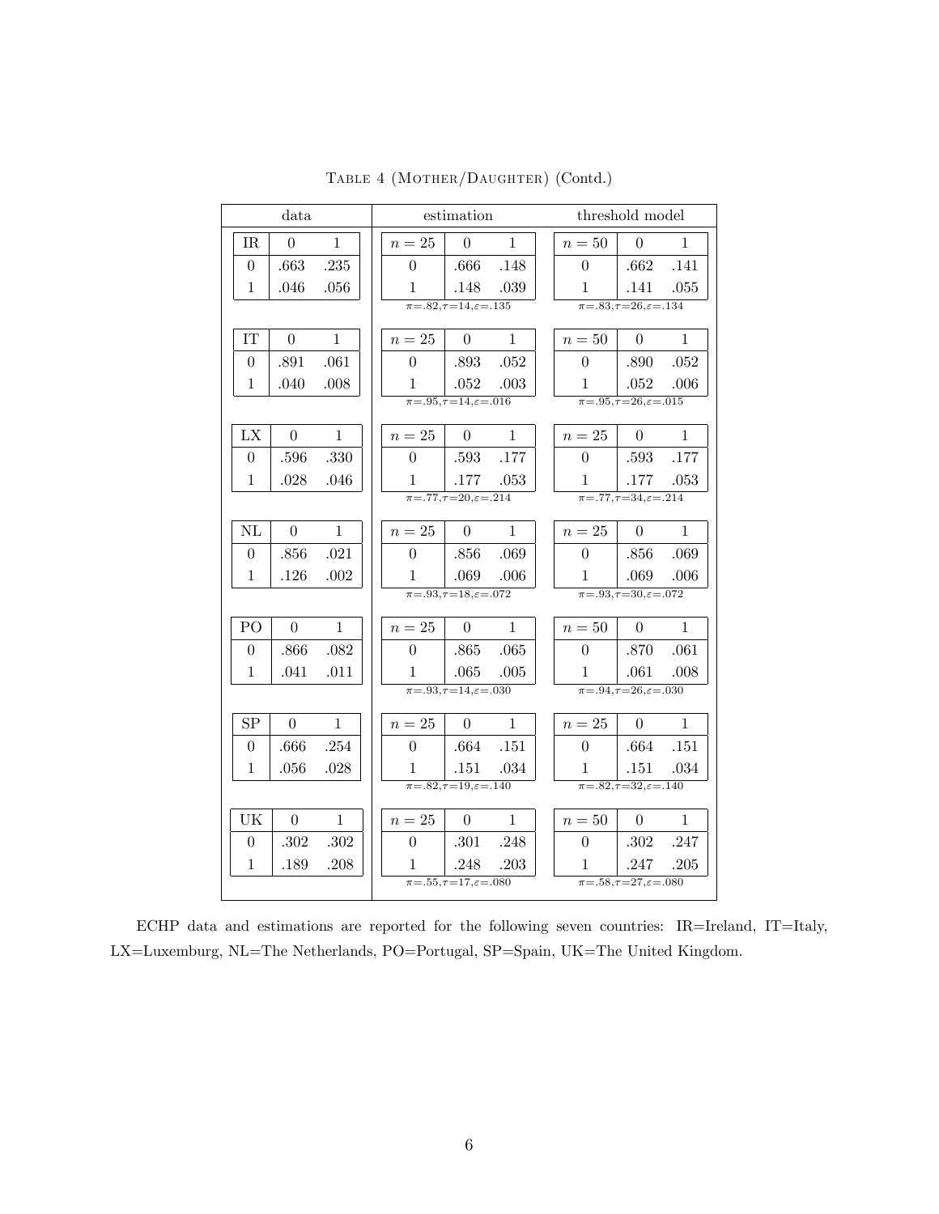TABLE 4 (MOTHER/DAUGHTER) (Contd.)

| data | | | estimation | | | threshold model | | |
|---|---|---|---|---|---|---|---|---|
| IR | 0 | 1 | $n=25$ | 0 | 1 | $n=50$ | 0 | 1 |
| 0 | .663 | .235 | 0 | .666 | .148 | 0 | .662 | .141 |
| 1 | .046 | .056 | 1 | .148 | .039 | 1 | .141 | .055 |
| | | | $\pi=.82, \tau=14, \varepsilon=.135$ | | | $\pi=.83, \tau=26, \varepsilon=.134$ | | |
| IT | 0 | 1 | $n=25$ | 0 | 1 | $n=50$ | 0 | 1 |
| 0 | .891 | .061 | 0 | .893 | .052 | 0 | .890 | .052 |
| 1 | .040 | .008 | 1 | .052 | .003 | 1 | .052 | .006 |
| | | | $\pi=.95, \tau=14, \varepsilon=.016$ | | | $\pi=.95, \tau=26, \varepsilon=.015$ | | |
| LX | 0 | 1 | $n=25$ | 0 | 1 | $n=25$ | 0 | 1 |
| 0 | .596 | .330 | 0 | .593 | .177 | 0 | .593 | .177 |
| 1 | .028 | .046 | 1 | .177 | .053 | 1 | .177 | .053 |
| | | | $\pi=.77, \tau=20, \varepsilon=.214$ | | | $\pi=.77, \tau=34, \varepsilon=.214$ | | |
| NL | 0 | 1 | $n=25$ | 0 | 1 | $n=25$ | 0 | 1 |
| 0 | .856 | .021 | 0 | .856 | .069 | 0 | .856 | .069 |
| 1 | .126 | .002 | 1 | .069 | .006 | 1 | .069 | .006 |
| | | | $\pi=.93, \tau=18, \varepsilon=.072$ | | | $\pi=.93, \tau=30, \varepsilon=.072$ | | |
| PO | 0 | 1 | $n=25$ | 0 | 1 | $n=50$ | 0 | 1 |
| 0 | .866 | .082 | 0 | .865 | .065 | 0 | .870 | .061 |
| 1 | .041 | .011 | 1 | .065 | .005 | 1 | .061 | .008 |
| | | | $\pi=.93, \tau=14, \varepsilon=.030$ | | | $\pi=.94, \tau=26, \varepsilon=.030$ | | |
| SP | 0 | 1 | $n=25$ | 0 | 1 | $n=25$ | 0 | 1 |
| 0 | .666 | .254 | 0 | .664 | .151 | 0 | .664 | .151 |
| 1 | .056 | .028 | 1 | .151 | .034 | 1 | .151 | .034 |
| | | | $\pi=.82, \tau=19, \varepsilon=.140$ | | | $\pi=.82, \tau=32, \varepsilon=.140$ | | |
| UK | 0 | 1 | $n=25$ | 0 | 1 | $n=50$ | 0 | 1 |
| 0 | .302 | .302 | 0 | .301 | .248 | 0 | .302 | .247 |
| 1 | .189 | .208 | 1 | .248 | .203 | 1 | .247 | .205 |
| | | | $\pi=.55, \tau=17, \varepsilon=.080$ | | | $\pi=.58, \tau=27, \varepsilon=.080$ | | |

ECHP data and estimations are reported for the following seven countries: IR=Ireland, IT=Italy, LX=Luxemburg, NL=The Netherlands, PO=Portugal, SP=Spain, UK=The United Kingdom.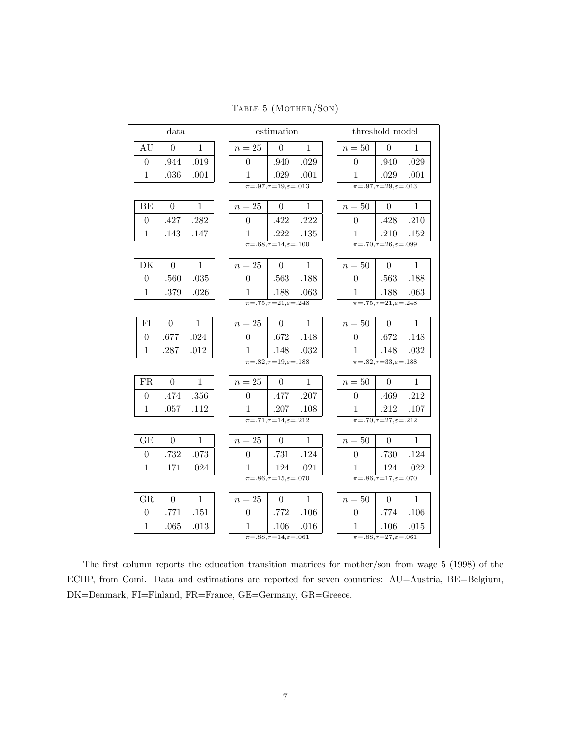TABLE 5 (MOTHER/SON)

| data | | | estimation | | | | threshold model | | | |
|---|---|---|---|---|---|---|---|---|---|---|
| AU | 0 | 1 | $n = 25$ | 0 | 1 | | $n = 50$ | 0 | 1 | |
| 0 | .944 | .019 | 0 | .940 | .029 | | 0 | .940 | .029 | |
| 1 | .036 | .001 | 1 | .029 | .001 | | 1 | .029 | .001 | |
| | | | $\pi$=.97,$\tau$=19,$\varepsilon$=.013 | | | | $\pi$=.97,$\tau$=29,$\varepsilon$=.013 | | | |
| BE | 0 | 1 | $n = 25$ | 0 | 1 | | $n = 50$ | 0 | 1 | |
| 0 | .427 | .282 | 0 | .422 | .222 | | 0 | .428 | .210 | |
| 1 | .143 | .147 | 1 | .222 | .135 | | 1 | .210 | .152 | |
| | | | $\pi$=.68,$\tau$=14,$\varepsilon$=.100 | | | | $\pi$=.70,$\tau$=26,$\varepsilon$=.099 | | | |
| DK | 0 | 1 | $n = 25$ | 0 | 1 | | $n = 50$ | 0 | 1 | |
| 0 | .560 | .035 | 0 | .563 | .188 | | 0 | .563 | .188 | |
| 1 | .379 | .026 | 1 | .188 | .063 | | 1 | .188 | .063 | |
| | | | $\pi$=.75,$\tau$=21,$\varepsilon$=.248 | | | | $\pi$=.75,$\tau$=21,$\varepsilon$=.248 | | | |
| FI | 0 | 1 | $n = 25$ | 0 | 1 | | $n = 50$ | 0 | 1 | |
| 0 | .677 | .024 | 0 | .672 | .148 | | 0 | .672 | .148 | |
| 1 | .287 | .012 | 1 | .148 | .032 | | 1 | .148 | .032 | |
| | | | $\pi$=.82,$\tau$=19,$\varepsilon$=.188 | | | | $\pi$=.82,$\tau$=33,$\varepsilon$=.188 | | | |
| FR | 0 | 1 | $n = 25$ | 0 | 1 | | $n = 50$ | 0 | 1 | |
| 0 | .474 | .356 | 0 | .477 | .207 | | 0 | .469 | .212 | |
| 1 | .057 | .112 | 1 | .207 | .108 | | 1 | .212 | .107 | |
| | | | $\pi$=.71,$\tau$=14,$\varepsilon$=.212 | | | | $\pi$=.70,$\tau$=27,$\varepsilon$=.212 | | | |
| GE | 0 | 1 | $n = 25$ | 0 | 1 | | $n = 50$ | 0 | 1 | |
| 0 | .732 | .073 | 0 | .731 | .124 | | 0 | .730 | .124 | |
| 1 | .171 | .024 | 1 | .124 | .021 | | 1 | .124 | .022 | |
| | | | $\pi$=.86,$\tau$=15,$\varepsilon$=.070 | | | | $\pi$=.86,$\tau$=17,$\varepsilon$=.070 | | | |
| GR | 0 | 1 | $n = 25$ | 0 | 1 | | $n = 50$ | 0 | 1 | |
| 0 | .771 | .151 | 0 | .772 | .106 | | 0 | .774 | .106 | |
| 1 | .065 | .013 | 1 | .106 | .016 | | 1 | .106 | .015 | |
| | | | $\pi$=.88,$\tau$=14,$\varepsilon$=.061 | | | | $\pi$=.88,$\tau$=27,$\varepsilon$=.061 | | | |

The first column reports the education transition matrices for mother/son from wage 5 (1998) of the ECHP, from Comi. Data and estimations are reported for seven countries: AU=Austria, BE=Belgium, DK=Denmark, FI=Finland, FR=France, GE=Germany, GR=Greece.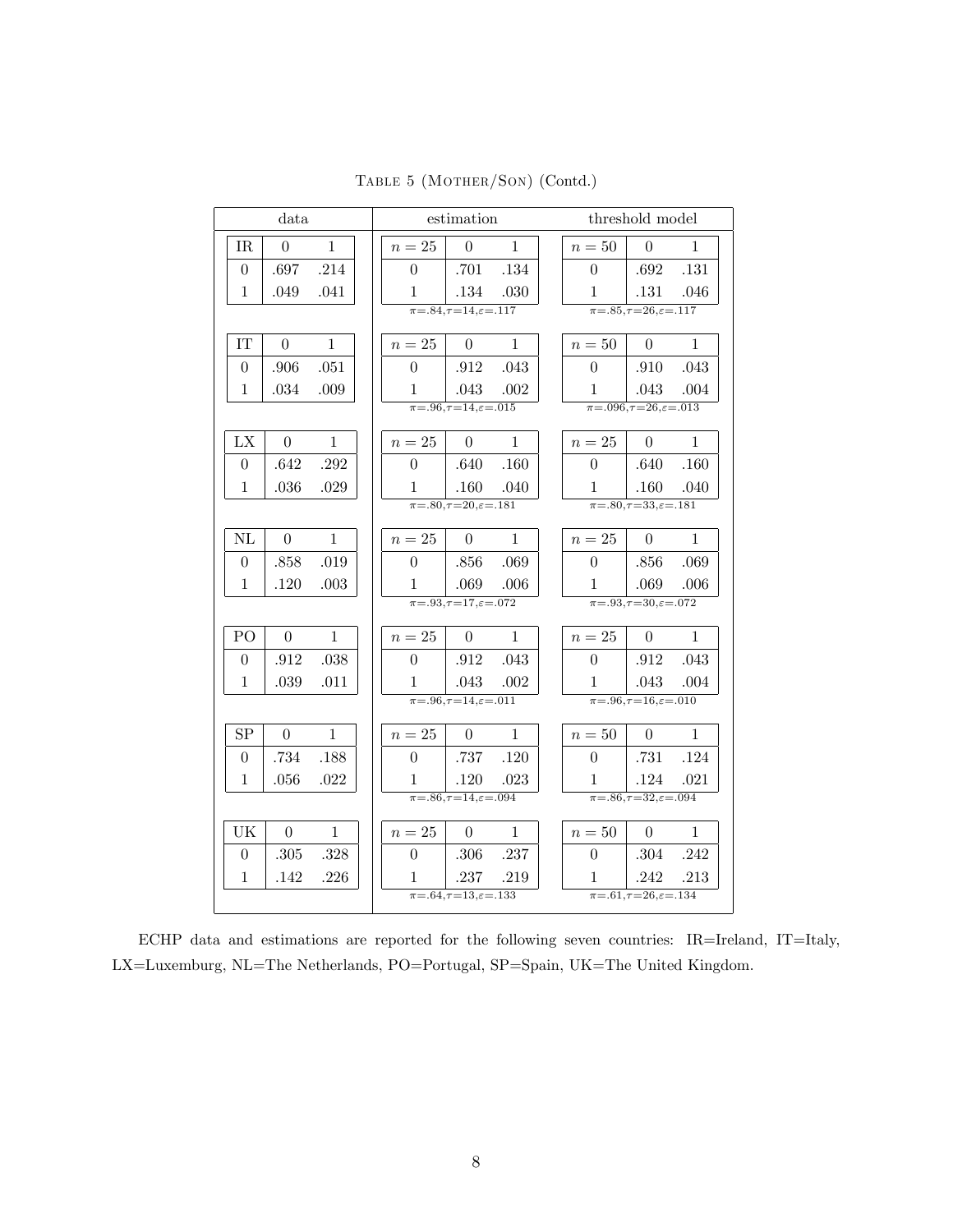TABLE 5 (MOTHER/SON) (Contd.)

| data | | | estimation | | | | threshold model | | | |
|---|---|---|---|---|---|---|---|---|---|---|
| IR | 0 | 1 | $n = 25$ | 0 | 1 | | $n = 50$ | 0 | 1 | |
| 0 | .697 | .214 | 0 | .701 | .134 | | 0 | .692 | .131 | |
| 1 | .049 | .041 | 1 | .134 | .030 | | 1 | .131 | .046 | |
| | | | $\pi$=.84,$\tau$=14,$\varepsilon$=.117 | | | | $\pi$=.85,$\tau$=26,$\varepsilon$=.117 | | | |
| IT | 0 | 1 | $n = 25$ | 0 | 1 | | $n = 50$ | 0 | 1 | |
| 0 | .906 | .051 | 0 | .912 | .043 | | 0 | .910 | .043 | |
| 1 | .034 | .009 | 1 | .043 | .002 | | 1 | .043 | .004 | |
| | | | $\pi$=.96,$\tau$=14,$\varepsilon$=.015 | | | | $\pi$=.096,$\tau$=26,$\varepsilon$=.013 | | | |
| LX | 0 | 1 | $n = 25$ | 0 | 1 | | $n = 25$ | 0 | 1 | |
| 0 | .642 | .292 | 0 | .640 | .160 | | 0 | .640 | .160 | |
| 1 | .036 | .029 | 1 | .160 | .040 | | 1 | .160 | .040 | |
| | | | $\pi$=.80,$\tau$=20,$\varepsilon$=.181 | | | | $\pi$=.80,$\tau$=33,$\varepsilon$=.181 | | | |
| NL | 0 | 1 | $n = 25$ | 0 | 1 | | $n = 25$ | 0 | 1 | |
| 0 | .858 | .019 | 0 | .856 | .069 | | 0 | .856 | .069 | |
| 1 | .120 | .003 | 1 | .069 | .006 | | 1 | .069 | .006 | |
| | | | $\pi$=.93,$\tau$=17,$\varepsilon$=.072 | | | | $\pi$=.93,$\tau$=30,$\varepsilon$=.072 | | | |
| PO | 0 | 1 | $n = 25$ | 0 | 1 | | $n = 25$ | 0 | 1 | |
| 0 | .912 | .038 | 0 | .912 | .043 | | 0 | .912 | .043 | |
| 1 | .039 | .011 | 1 | .043 | .002 | | 1 | .043 | .004 | |
| | | | $\pi$=.96,$\tau$=14,$\varepsilon$=.011 | | | | $\pi$=.96,$\tau$=16,$\varepsilon$=.010 | | | |
| SP | 0 | 1 | $n = 25$ | 0 | 1 | | $n = 50$ | 0 | 1 | |
| 0 | .734 | .188 | 0 | .737 | .120 | | 0 | .731 | .124 | |
| 1 | .056 | .022 | 1 | .120 | .023 | | 1 | .124 | .021 | |
| | | | $\pi$=.86,$\tau$=14,$\varepsilon$=.094 | | | | $\pi$=.86,$\tau$=32,$\varepsilon$=.094 | | | |
| UK | 0 | 1 | $n = 25$ | 0 | 1 | | $n = 50$ | 0 | 1 | |
| 0 | .305 | .328 | 0 | .306 | .237 | | 0 | .304 | .242 | |
| 1 | .142 | .226 | 1 | .237 | .219 | | 1 | .242 | .213 | |
| | | | $\pi$=.64,$\tau$=13,$\varepsilon$=.133 | | | | $\pi$=.61,$\tau$=26,$\varepsilon$=.134 | | | |

ECHP data and estimations are reported for the following seven countries: IR=Ireland, IT=Italy, LX=Luxemburg, NL=The Netherlands, PO=Portugal, SP=Spain, UK=The United Kingdom.